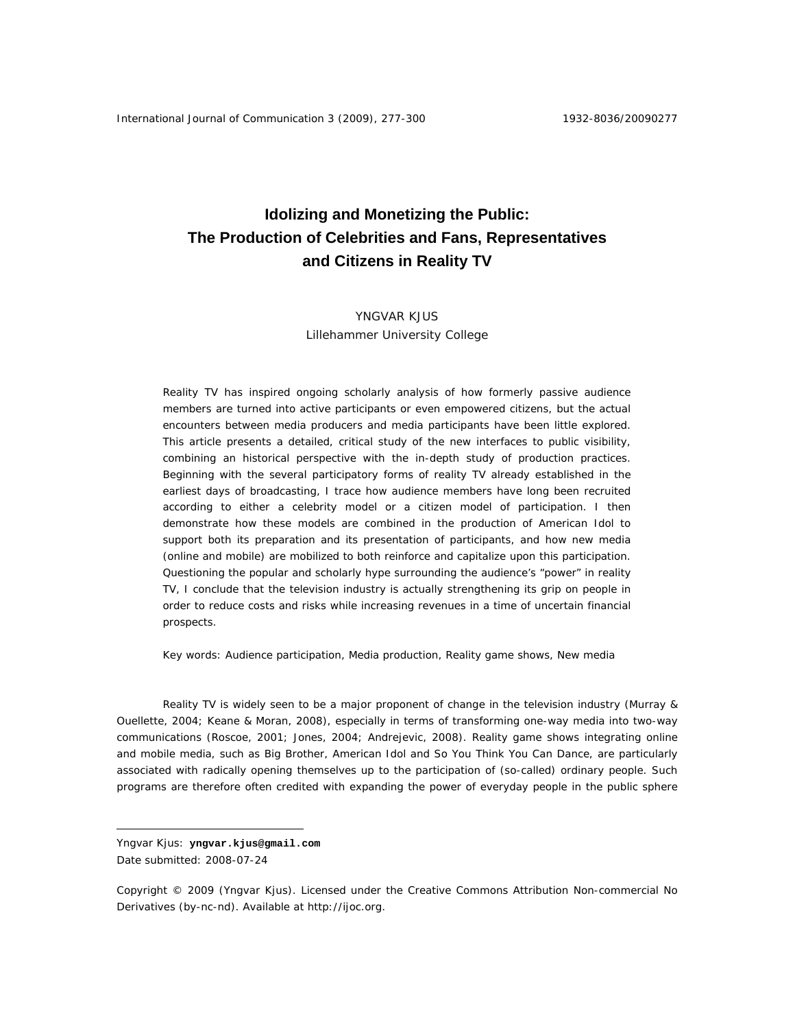# Idolizing and Monetizing the Public: The Production of Celebrities and Fans, Representatives and Citizens in Reality TV

YNGVAR KJUS
Lillehammer University College

Reality TV has inspired ongoing scholarly analysis of how formerly passive audience members are turned into active participants or even empowered citizens, but the actual encounters between media producers and media participants have been little explored. This article presents a detailed, critical study of the new interfaces to public visibility, combining an historical perspective with the in-depth study of production practices. Beginning with the several participatory forms of reality TV already established in the earliest days of broadcasting, I trace how audience members have long been recruited according to either a celebrity model or a citizen model of participation. I then demonstrate how these models are combined in the production of American Idol to support both its preparation and its presentation of participants, and how new media (online and mobile) are mobilized to both reinforce and capitalize upon this participation. Questioning the popular and scholarly hype surrounding the audience's "power" in reality TV, I conclude that the television industry is actually strengthening its grip on people in order to reduce costs and risks while increasing revenues in a time of uncertain financial prospects.

Key words: Audience participation, Media production, Reality game shows, New media

Reality TV is widely seen to be a major proponent of change in the television industry (Murray & Ouellette, 2004; Keane & Moran, 2008), especially in terms of transforming one-way media into two-way communications (Roscoe, 2001; Jones, 2004; Andrejevic, 2008). Reality game shows integrating online and mobile media, such as Big Brother, American Idol and So You Think You Can Dance, are particularly associated with radically opening themselves up to the participation of (so-called) ordinary people. Such programs are therefore often credited with expanding the power of everyday people in the public sphere

---

Yngvar Kjus: **yngvar.kjus@gmail.com**
Date submitted: 2008-07-24

Copyright © 2009 (Yngvar Kjus). Licensed under the Creative Commons Attribution Non-commercial No Derivatives (by-nc-nd). Available at http://ijoc.org.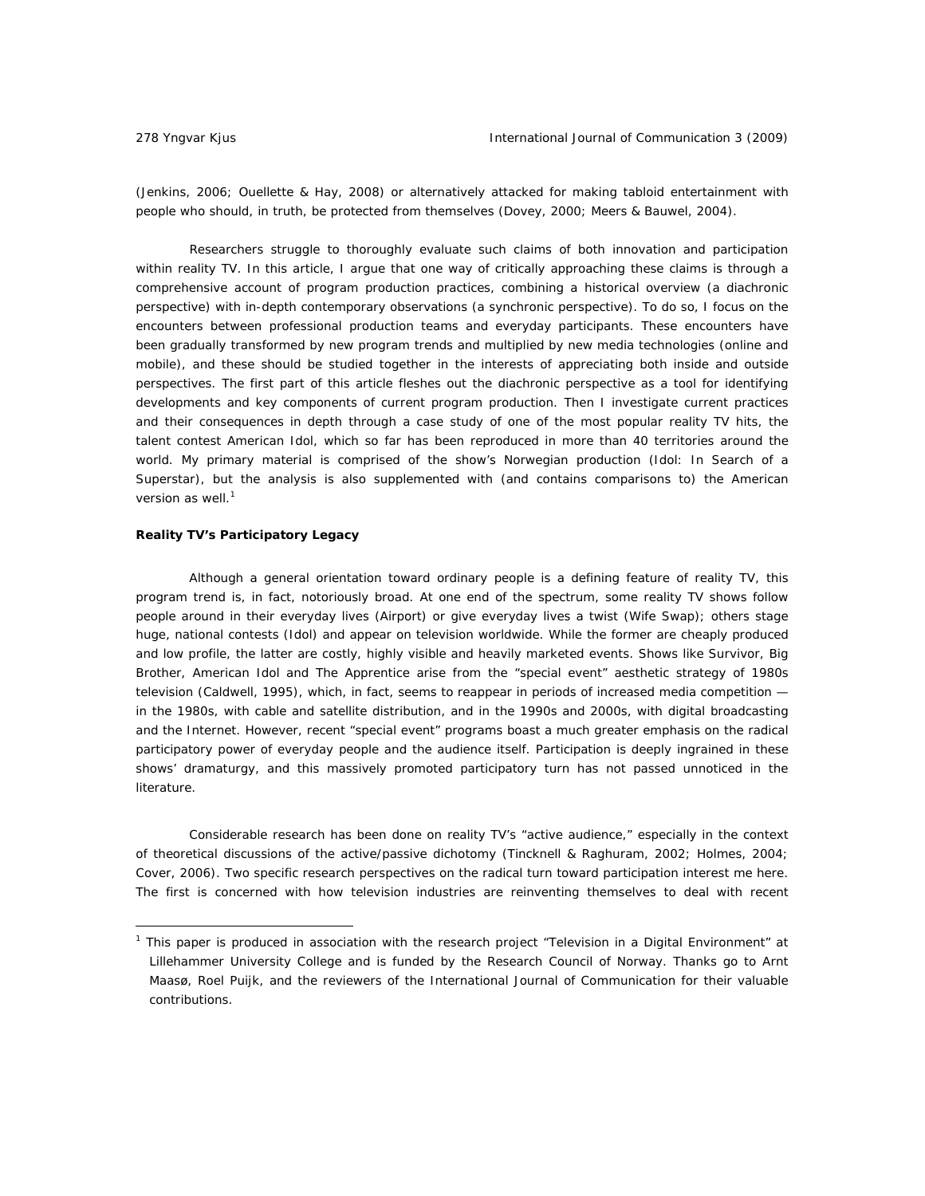(Jenkins, 2006; Ouellette & Hay, 2008) or alternatively attacked for making tabloid entertainment with people who should, in truth, be protected from themselves (Dovey, 2000; Meers & Bauwel, 2004).

Researchers struggle to thoroughly evaluate such claims of both innovation and participation within reality TV. In this article, I argue that one way of critically approaching these claims is through a comprehensive account of program production practices, combining a historical overview (a diachronic perspective) with in-depth contemporary observations (a synchronic perspective). To do so, I focus on the encounters between professional production teams and everyday participants. These encounters have been gradually transformed by new program trends and multiplied by new media technologies (online and mobile), and these should be studied together in the interests of appreciating both inside and outside perspectives. The first part of this article fleshes out the diachronic perspective as a tool for identifying developments and key components of current program production. Then I investigate current practices and their consequences in depth through a case study of one of the most popular reality TV hits, the talent contest *American Idol*, which so far has been reproduced in more than 40 territories around the world. My primary material is comprised of the show's Norwegian production (*Idol: In Search of a Superstar*), but the analysis is also supplemented with (and contains comparisons to) the American version as well.[1]

**Reality TV's Participatory Legacy**

Although a general orientation toward ordinary people is a defining feature of reality TV, this program trend is, in fact, notoriously broad. At one end of the spectrum, some reality TV shows follow people around in their everyday lives (*Airport*) or give everyday lives a twist (*Wife Swap*); others stage huge, national contests (*Idol*) and appear on television worldwide. While the former are cheaply produced and low profile, the latter are costly, highly visible and heavily marketed events. Shows like *Survivor*, *Big Brother*, *American Idol* and *The Apprentice* arise from the "special event" aesthetic strategy of 1980s television (Caldwell, 1995), which, in fact, seems to reappear in periods of increased media competition — in the 1980s, with cable and satellite distribution, and in the 1990s and 2000s, with digital broadcasting and the Internet. However, recent "special event" programs boast a much greater emphasis on the radical participatory power of everyday people and the audience itself. Participation is deeply ingrained in these shows' dramaturgy, and this massively promoted participatory turn has not passed unnoticed in the literature.

Considerable research has been done on reality TV's "active audience," especially in the context of theoretical discussions of the active/passive dichotomy (Tincknell & Raghuram, 2002; Holmes, 2004; Cover, 2006). Two specific research perspectives on the radical turn toward participation interest me here. The first is concerned with how television industries are reinventing themselves to deal with recent

[1] This paper is produced in association with the research project "Television in a Digital Environment" at Lillehammer University College and is funded by the Research Council of Norway. Thanks go to Arnt Maasø, Roel Puijk, and the reviewers of the International Journal of Communication for their valuable contributions.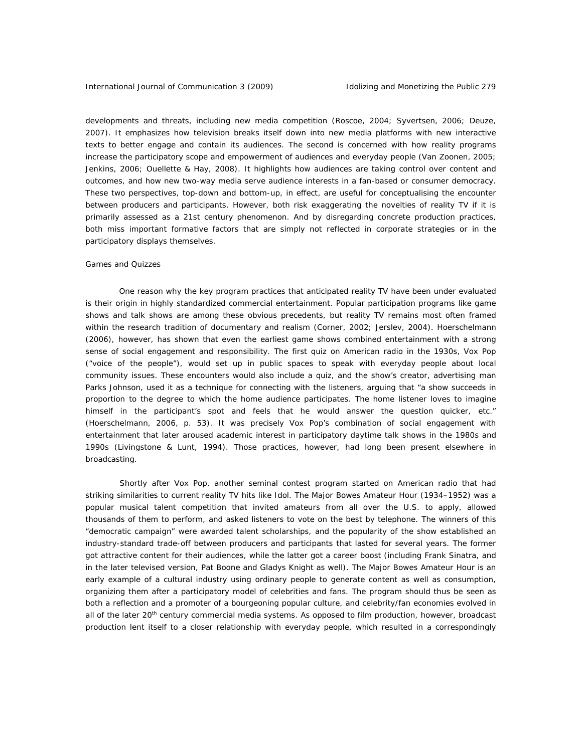developments and threats, including new media competition (Roscoe, 2004; Syvertsen, 2006; Deuze, 2007). It emphasizes how television breaks itself down into new media platforms with new interactive texts to better engage and contain its audiences. The second is concerned with how reality programs increase the participatory scope and empowerment of audiences and everyday people (Van Zoonen, 2005; Jenkins, 2006; Ouellette & Hay, 2008). It highlights how audiences are taking control over content and outcomes, and how new two-way media serve audience interests in a fan-based or consumer democracy. These two perspectives, top-down and bottom-up, in effect, are useful for conceptualising the encounter between producers and participants. However, both risk exaggerating the novelties of reality TV if it is primarily assessed as a 21st century phenomenon. And by disregarding concrete production practices, both miss important formative factors that are simply not reflected in corporate strategies or in the participatory displays themselves.

## Games and Quizzes

One reason why the key program practices that anticipated reality TV have been under evaluated is their origin in highly standardized commercial entertainment. Popular participation programs like game shows and talk shows are among these obvious precedents, but reality TV remains most often framed within the research tradition of documentary and realism (Corner, 2002; Jerslev, 2004). Hoerschelmann (2006), however, has shown that even the earliest game shows combined entertainment with a strong sense of social engagement and responsibility. The first quiz on American radio in the 1930s, *Vox Pop* ("voice of the people"), would set up in public spaces to speak with everyday people about local community issues. These encounters would also include a quiz, and the show's creator, advertising man Parks Johnson, used it as a technique for connecting with the listeners, arguing that "a show succeeds in proportion to the degree to which the home audience participates. The home listener loves to imagine himself in the participant's spot and feels that he would answer the question quicker, etc." (Hoerschelmann, 2006, p. 53). It was precisely *Vox Pop*'s combination of social engagement with entertainment that later aroused academic interest in participatory daytime talk shows in the 1980s and 1990s (Livingstone & Lunt, 1994). Those practices, however, had long been present elsewhere in broadcasting.

Shortly after *Vox Pop*, another seminal contest program started on American radio that had striking similarities to current reality TV hits like *Idol*. *The Major Bowes Amateur Hour* (1934–1952) was a popular musical talent competition that invited amateurs from all over the U.S. to apply, allowed thousands of them to perform, and asked listeners to vote on the best by telephone. The winners of this "democratic campaign" were awarded talent scholarships, and the popularity of the show established an industry-standard trade-off between producers and participants that lasted for several years. The former got attractive content for their audiences, while the latter got a career boost (including Frank Sinatra, and in the later televised version, Pat Boone and Gladys Knight as well). *The Major Bowes Amateur Hour* is an early example of a cultural industry using ordinary people to generate content as well as consumption, organizing them after a participatory model of celebrities and fans. The program should thus be seen as both a reflection and a promoter of a bourgeoning popular culture, and celebrity/fan economies evolved in all of the later 20th century commercial media systems. As opposed to film production, however, broadcast production lent itself to a closer relationship with everyday people, which resulted in a correspondingly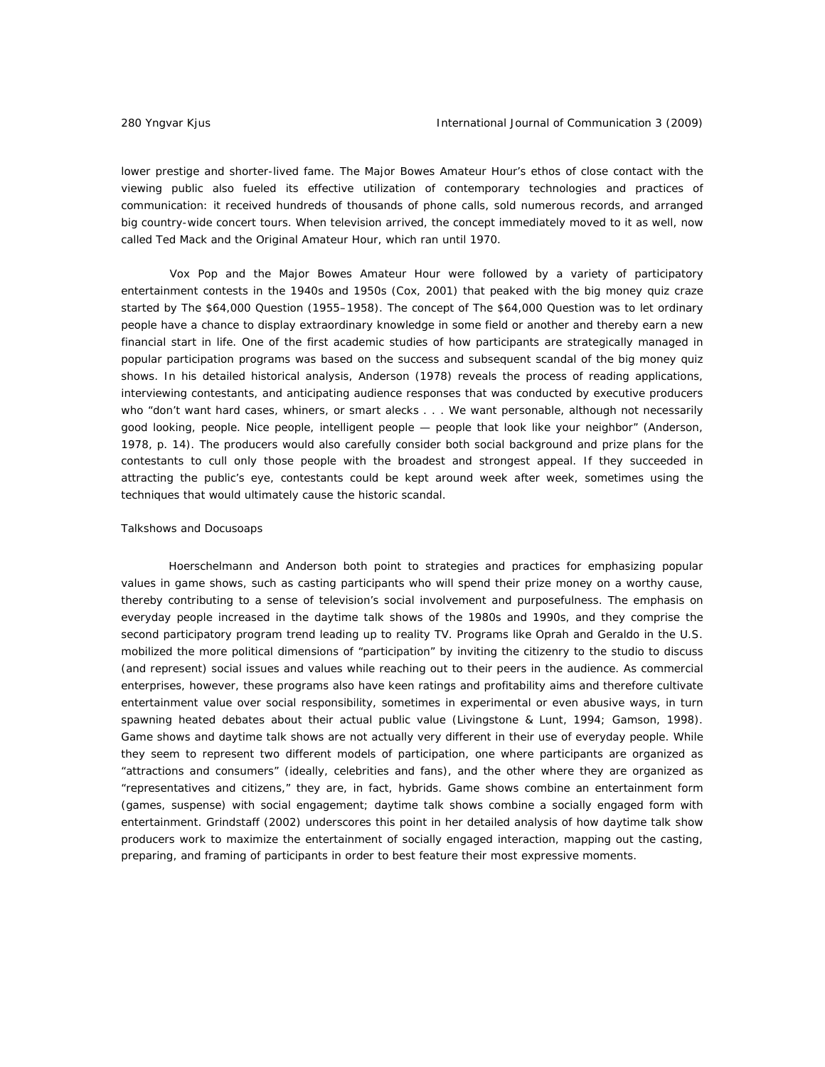lower prestige and shorter-lived fame. The *Major Bowes Amateur Hour*'s ethos of close contact with the viewing public also fueled its effective utilization of contemporary technologies and practices of communication: it received hundreds of thousands of phone calls, sold numerous records, and arranged big country-wide concert tours. When television arrived, the concept immediately moved to it as well, now called *Ted Mack and the Original Amateur Hour*, which ran until 1970.

*Vox Pop* and the *Major Bowes Amateur Hour* were followed by a variety of participatory entertainment contests in the 1940s and 1950s (Cox, 2001) that peaked with the big money quiz craze started by *The $64,000 Question* (1955–1958). The concept of *The $64,000 Question* was to let ordinary people have a chance to display extraordinary knowledge in some field or another and thereby earn a new financial start in life. One of the first academic studies of how participants are strategically managed in popular participation programs was based on the success and subsequent scandal of the big money quiz shows. In his detailed historical analysis, Anderson (1978) reveals the process of reading applications, interviewing contestants, and anticipating audience responses that was conducted by executive producers who "don't want hard cases, whiners, or smart alecks . . . We want personable, although not necessarily good looking, people. Nice people, intelligent people — people that look like your neighbor" (Anderson, 1978, p. 14). The producers would also carefully consider both social background and prize plans for the contestants to cull only those people with the broadest and strongest appeal. If they succeeded in attracting the public's eye, contestants could be kept around week after week, sometimes using the techniques that would ultimately cause the historic scandal.

### Talkshows and Docusoaps

Hoerschelmann and Anderson both point to strategies and practices for emphasizing popular values in game shows, such as casting participants who will spend their prize money on a worthy cause, thereby contributing to a sense of television's social involvement and purposefulness. The emphasis on everyday people increased in the daytime talk shows of the 1980s and 1990s, and they comprise the second participatory program trend leading up to reality TV. Programs like *Oprah* and *Geraldo* in the U.S. mobilized the more political dimensions of "participation" by inviting the citizenry to the studio to discuss (and represent) social issues and values while reaching out to their peers in the audience. As commercial enterprises, however, these programs also have keen ratings and profitability aims and therefore cultivate entertainment value over social responsibility, sometimes in experimental or even abusive ways, in turn spawning heated debates about their actual public value (Livingstone & Lunt, 1994; Gamson, 1998). Game shows and daytime talk shows are not actually very different in their use of everyday people. While they seem to represent two different models of participation, one where participants are organized as "attractions and consumers" (ideally, celebrities and fans), and the other where they are organized as "representatives and citizens," they are, in fact, hybrids. Game shows combine an entertainment form (games, suspense) with social engagement; daytime talk shows combine a socially engaged form with entertainment. Grindstaff (2002) underscores this point in her detailed analysis of how daytime talk show producers work to maximize the entertainment of socially engaged interaction, mapping out the casting, preparing, and framing of participants in order to best feature their most expressive moments.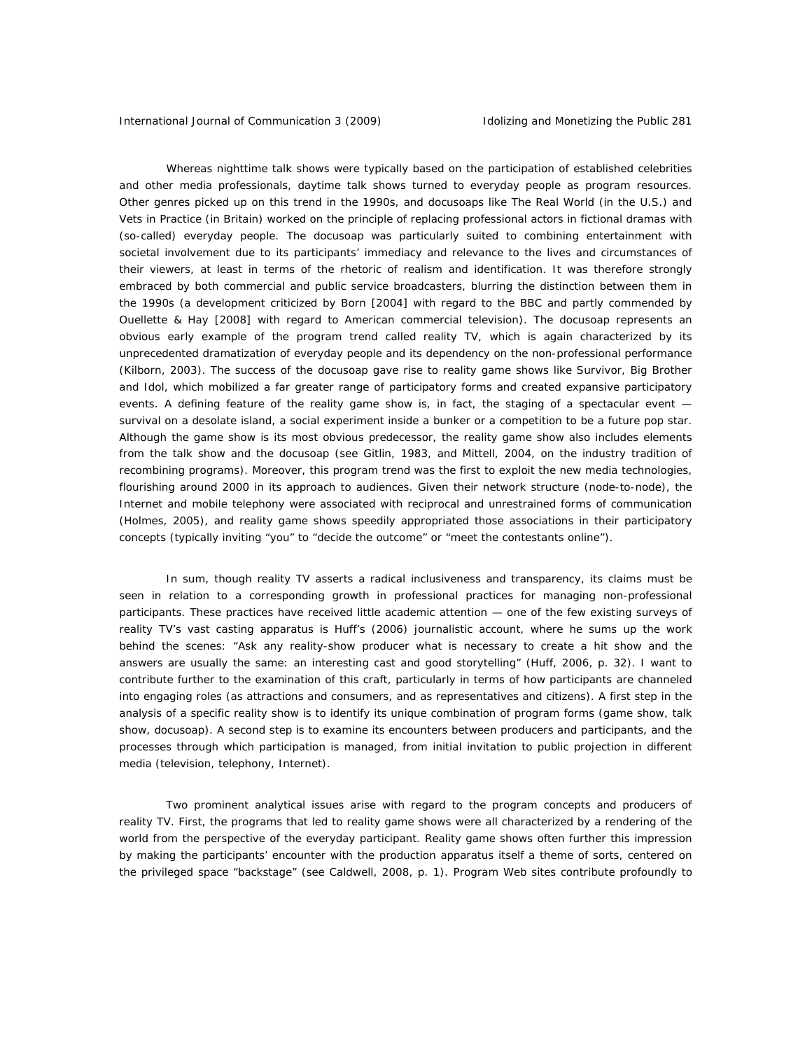Whereas nighttime talk shows were typically based on the participation of established celebrities and other media professionals, daytime talk shows turned to everyday people as program resources. Other genres picked up on this trend in the 1990s, and docusoaps like *The Real World* (in the U.S.) and *Vets in Practice* (in Britain) worked on the principle of replacing professional actors in fictional dramas with (so-called) everyday people. The docusoap was particularly suited to combining entertainment with societal involvement due to its participants' immediacy and relevance to the lives and circumstances of their viewers, at least in terms of the rhetoric of realism and identification. It was therefore strongly embraced by both commercial and public service broadcasters, blurring the distinction between them in the 1990s (a development criticized by Born [2004] with regard to the BBC and partly commended by Ouellette & Hay [2008] with regard to American commercial television). The docusoap represents an obvious early example of the program trend called reality TV, which is again characterized by its unprecedented dramatization of everyday people and its dependency on the non-professional performance (Kilborn, 2003). The success of the docusoap gave rise to reality game shows like *Survivor*, *Big Brother* and *Idol*, which mobilized a far greater range of participatory forms and created expansive participatory events. A defining feature of the reality game show is, in fact, the staging of a spectacular event — survival on a desolate island, a social experiment inside a bunker or a competition to be a future pop star. Although the game show is its most obvious predecessor, the reality game show also includes elements from the talk show and the docusoap (see Gitlin, 1983, and Mittell, 2004, on the industry tradition of recombining programs). Moreover, this program trend was the first to exploit the new media technologies, flourishing around 2000 in its approach to audiences. Given their network structure (node-to-node), the Internet and mobile telephony were associated with reciprocal and unrestrained forms of communication (Holmes, 2005), and reality game shows speedily appropriated those associations in their participatory concepts (typically inviting "you" to "decide the outcome" or "meet the contestants online").

In sum, though reality TV asserts a radical inclusiveness and transparency, its claims must be seen in relation to a corresponding growth in professional practices for managing non-professional participants. These practices have received little academic attention — one of the few existing surveys of reality TV's vast casting apparatus is Huff's (2006) journalistic account, where he sums up the work behind the scenes: "Ask any reality-show producer what is necessary to create a hit show and the answers are usually the same: an interesting cast and good storytelling" (Huff, 2006, p. 32). I want to contribute further to the examination of this craft, particularly in terms of how participants are channeled into engaging roles (as attractions and consumers, and as representatives and citizens). A first step in the analysis of a specific reality show is to identify its unique combination of program forms (game show, talk show, docusoap). A second step is to examine its encounters between producers and participants, and the processes through which participation is managed, from initial invitation to public projection in different media (television, telephony, Internet).

Two prominent analytical issues arise with regard to the program concepts and producers of reality TV. First, the programs that led to reality game shows were all characterized by a rendering of the world from the perspective of the everyday participant. Reality game shows often further this impression by making the participants' encounter with the production apparatus itself a theme of sorts, centered on the privileged space "backstage" (see Caldwell, 2008, p. 1). Program Web sites contribute profoundly to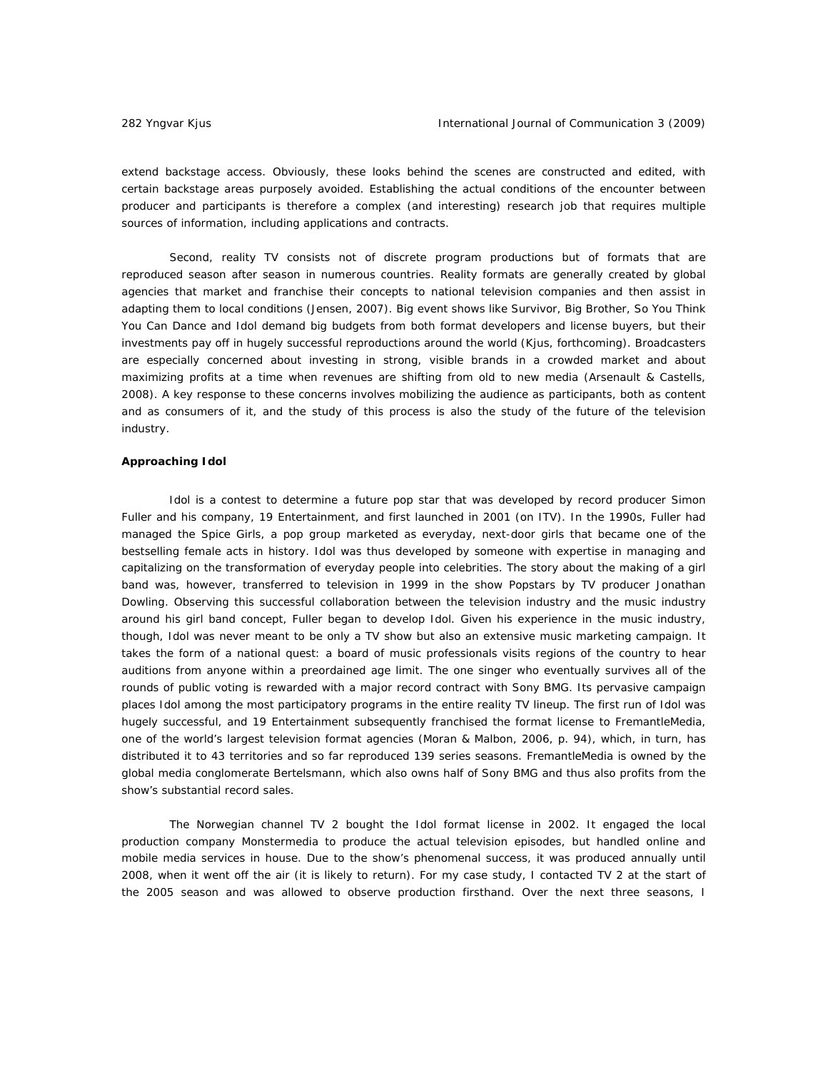extend backstage access. Obviously, these looks behind the scenes are constructed and edited, with certain backstage areas purposely avoided. Establishing the actual conditions of the encounter between producer and participants is therefore a complex (and interesting) research job that requires multiple sources of information, including applications and contracts.

Second, reality TV consists not of discrete program productions but of formats that are reproduced season after season in numerous countries. Reality formats are generally created by global agencies that market and franchise their concepts to national television companies and then assist in adapting them to local conditions (Jensen, 2007). Big event shows like Survivor, Big Brother, So You Think You Can Dance and Idol demand big budgets from both format developers and license buyers, but their investments pay off in hugely successful reproductions around the world (Kjus, forthcoming). Broadcasters are especially concerned about investing in strong, visible brands in a crowded market and about maximizing profits at a time when revenues are shifting from old to new media (Arsenault & Castells, 2008). A key response to these concerns involves mobilizing the audience as participants, both as content and as consumers of it, and the study of this process is also the study of the future of the television industry.

**Approaching Idol**

Idol is a contest to determine a future pop star that was developed by record producer Simon Fuller and his company, 19 Entertainment, and first launched in 2001 (on ITV). In the 1990s, Fuller had managed the Spice Girls, a pop group marketed as everyday, next-door girls that became one of the bestselling female acts in history. Idol was thus developed by someone with expertise in managing and capitalizing on the transformation of everyday people into celebrities. The story about the making of a girl band was, however, transferred to television in 1999 in the show Popstars by TV producer Jonathan Dowling. Observing this successful collaboration between the television industry and the music industry around his girl band concept, Fuller began to develop Idol. Given his experience in the music industry, though, Idol was never meant to be only a TV show but also an extensive music marketing campaign. It takes the form of a national quest: a board of music professionals visits regions of the country to hear auditions from anyone within a preordained age limit. The one singer who eventually survives all of the rounds of public voting is rewarded with a major record contract with Sony BMG. Its pervasive campaign places Idol among the most participatory programs in the entire reality TV lineup. The first run of Idol was hugely successful, and 19 Entertainment subsequently franchised the format license to FremantleMedia, one of the world's largest television format agencies (Moran & Malbon, 2006, p. 94), which, in turn, has distributed it to 43 territories and so far reproduced 139 series seasons. FremantleMedia is owned by the global media conglomerate Bertelsmann, which also owns half of Sony BMG and thus also profits from the show's substantial record sales.

The Norwegian channel TV 2 bought the Idol format license in 2002. It engaged the local production company Monstermedia to produce the actual television episodes, but handled online and mobile media services in house. Due to the show's phenomenal success, it was produced annually until 2008, when it went off the air (it is likely to return). For my case study, I contacted TV 2 at the start of the 2005 season and was allowed to observe production firsthand. Over the next three seasons, I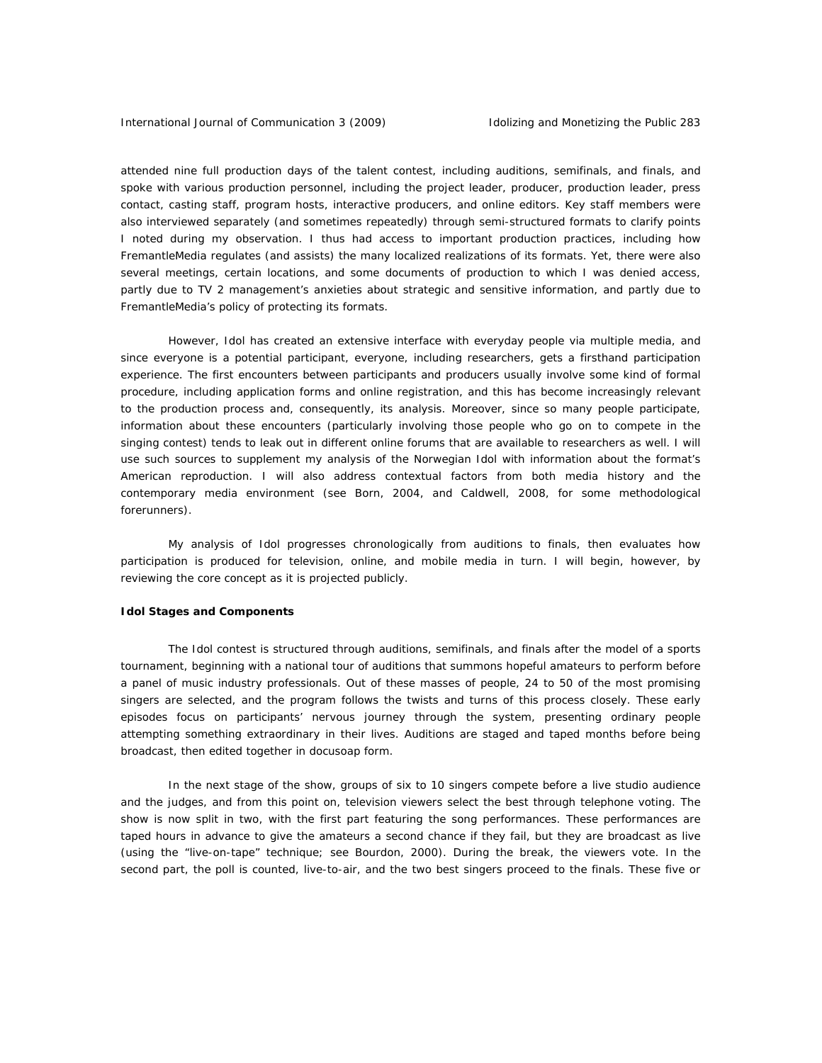attended nine full production days of the talent contest, including auditions, semifinals, and finals, and spoke with various production personnel, including the project leader, producer, production leader, press contact, casting staff, program hosts, interactive producers, and online editors. Key staff members were also interviewed separately (and sometimes repeatedly) through semi-structured formats to clarify points I noted during my observation. I thus had access to important production practices, including how FremantleMedia regulates (and assists) the many localized realizations of its formats. Yet, there were also several meetings, certain locations, and some documents of production to which I was denied access, partly due to TV 2 management's anxieties about strategic and sensitive information, and partly due to FremantleMedia's policy of protecting its formats.

However, Idol has created an extensive interface with everyday people via multiple media, and since everyone is a potential participant, everyone, including researchers, gets a firsthand participation experience. The first encounters between participants and producers usually involve some kind of formal procedure, including application forms and online registration, and this has become increasingly relevant to the production process and, consequently, its analysis. Moreover, since so many people participate, information about these encounters (particularly involving those people who go on to compete in the singing contest) tends to leak out in different online forums that are available to researchers as well. I will use such sources to supplement my analysis of the Norwegian Idol with information about the format's American reproduction. I will also address contextual factors from both media history and the contemporary media environment (see Born, 2004, and Caldwell, 2008, for some methodological forerunners).

My analysis of Idol progresses chronologically from auditions to finals, then evaluates how participation is produced for television, online, and mobile media in turn. I will begin, however, by reviewing the core concept as it is projected publicly.

**Idol Stages and Components**

The Idol contest is structured through auditions, semifinals, and finals after the model of a sports tournament, beginning with a national tour of auditions that summons hopeful amateurs to perform before a panel of music industry professionals. Out of these masses of people, 24 to 50 of the most promising singers are selected, and the program follows the twists and turns of this process closely. These early episodes focus on participants' nervous journey through the system, presenting ordinary people attempting something extraordinary in their lives. Auditions are staged and taped months before being broadcast, then edited together in docusoap form.

In the next stage of the show, groups of six to 10 singers compete before a live studio audience and the judges, and from this point on, television viewers select the best through telephone voting. The show is now split in two, with the first part featuring the song performances. These performances are taped hours in advance to give the amateurs a second chance if they fail, but they are broadcast as live (using the "live-on-tape" technique; see Bourdon, 2000). During the break, the viewers vote. In the second part, the poll is counted, live-to-air, and the two best singers proceed to the finals. These five or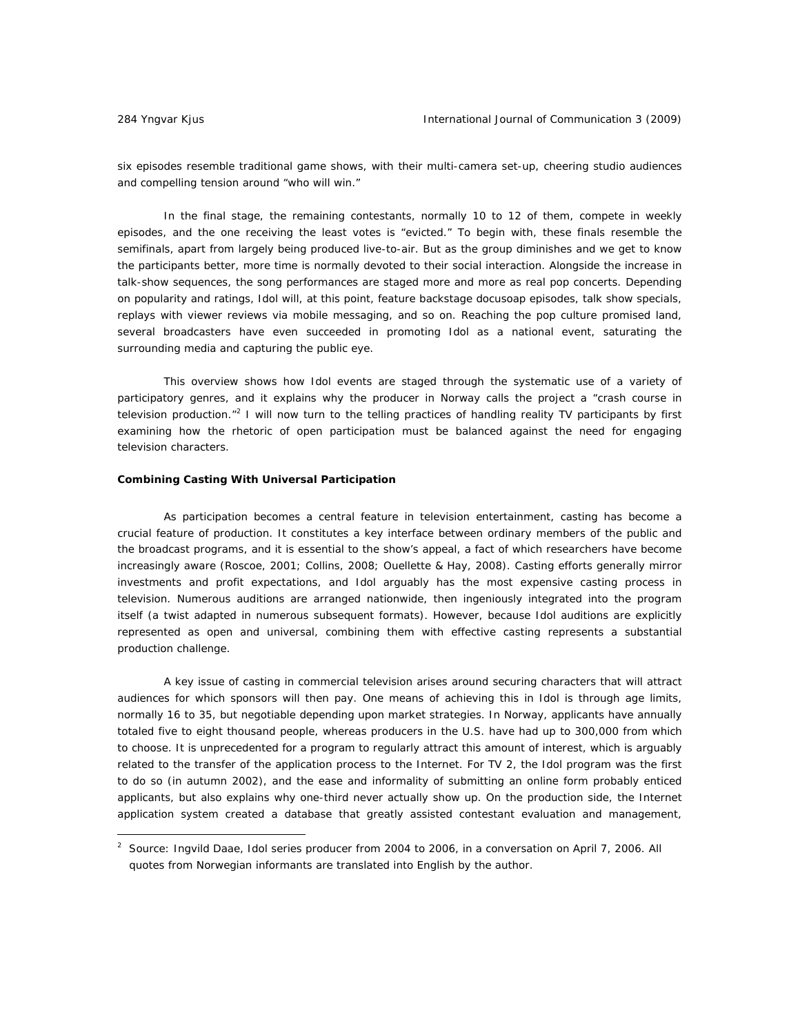six episodes resemble traditional game shows, with their multi-camera set-up, cheering studio audiences and compelling tension around "who will win."

In the final stage, the remaining contestants, normally 10 to 12 of them, compete in weekly episodes, and the one receiving the least votes is "evicted." To begin with, these finals resemble the semifinals, apart from largely being produced live-to-air. But as the group diminishes and we get to know the participants better, more time is normally devoted to their social interaction. Alongside the increase in talk-show sequences, the song performances are staged more and more as real pop concerts. Depending on popularity and ratings, *Idol* will, at this point, feature backstage docusoap episodes, talk show specials, replays with viewer reviews via mobile messaging, and so on. Reaching the pop culture promised land, several broadcasters have even succeeded in promoting *Idol* as a national event, saturating the surrounding media and capturing the public eye.

This overview shows how *Idol* events are staged through the systematic use of a variety of participatory genres, and it explains why the producer in Norway calls the project a "crash course in television production."[2] I will now turn to the telling practices of handling reality TV participants by first examining how the rhetoric of open participation must be balanced against the need for engaging television characters.

**Combining Casting With Universal Participation**

As participation becomes a central feature in television entertainment, casting has become a crucial feature of production. It constitutes a key interface between ordinary members of the public and the broadcast programs, and it is essential to the show's appeal, a fact of which researchers have become increasingly aware (Roscoe, 2001; Collins, 2008; Ouellette & Hay, 2008). Casting efforts generally mirror investments and profit expectations, and *Idol* arguably has the most expensive casting process in television. Numerous auditions are arranged nationwide, then ingeniously integrated into the program itself (a twist adapted in numerous subsequent formats). However, because *Idol* auditions are explicitly represented as open and universal, combining them with effective casting represents a substantial production challenge.

A key issue of casting in commercial television arises around securing characters that will attract audiences for which sponsors will then pay. One means of achieving this in *Idol* is through age limits, normally 16 to 35, but negotiable depending upon market strategies. In Norway, applicants have annually totaled five to eight thousand people, whereas producers in the U.S. have had up to 300,000 from which to choose. It is unprecedented for a program to regularly attract this amount of interest, which is arguably related to the transfer of the application process to the Internet. For TV 2, the *Idol* program was the first to do so (in autumn 2002), and the ease and informality of submitting an online form probably enticed applicants, but also explains why one-third never actually show up. On the production side, the Internet application system created a database that greatly assisted contestant evaluation and management,

---

[2] Source: Ingvild Daae, *Idol* series producer from 2004 to 2006, in a conversation on April 7, 2006. All quotes from Norwegian informants are translated into English by the author.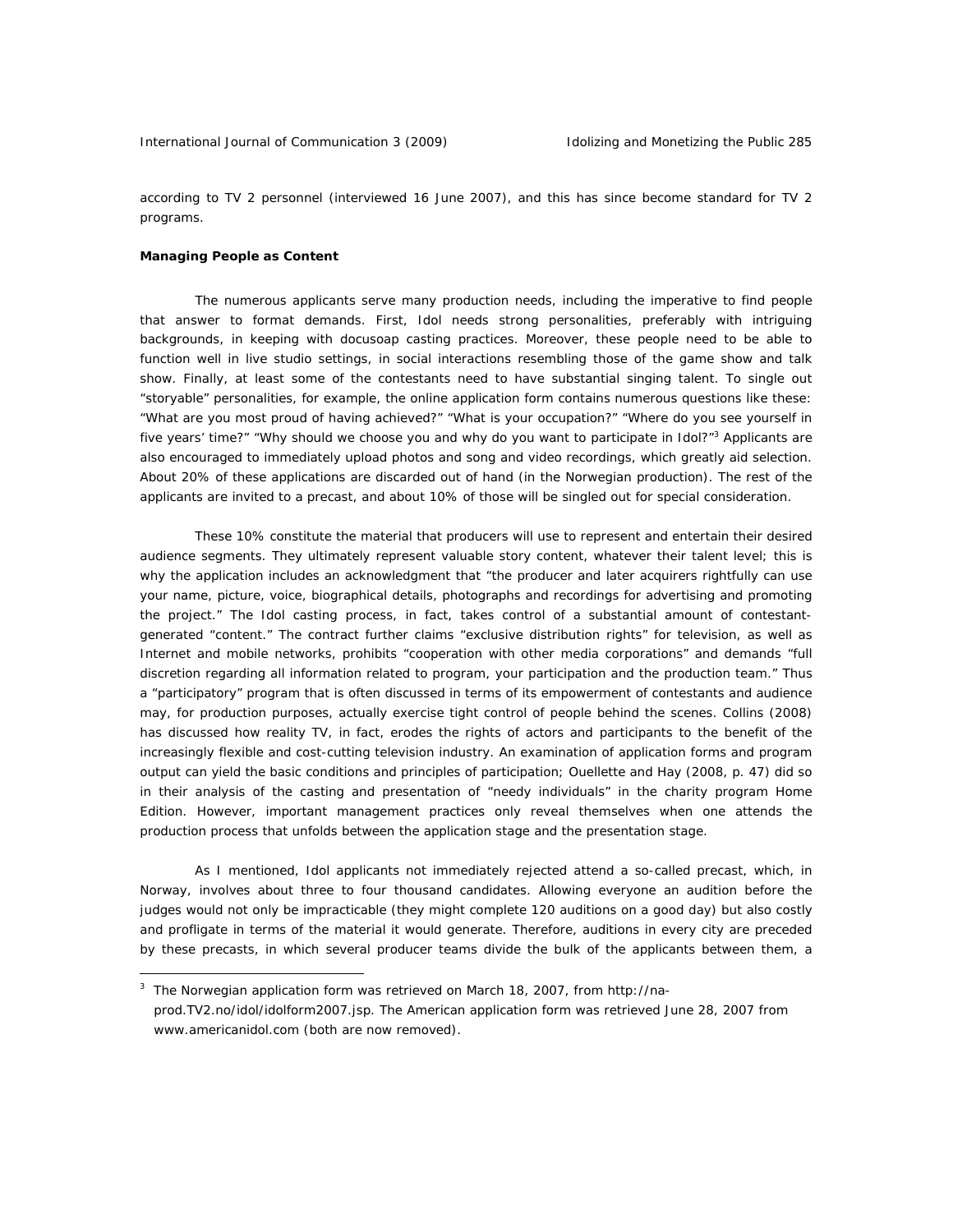according to TV 2 personnel (interviewed 16 June 2007), and this has since become standard for TV 2 programs.

**Managing People as Content**

The numerous applicants serve many production needs, including the imperative to find people that answer to format demands. First, Idol needs strong personalities, preferably with intriguing backgrounds, in keeping with docusoap casting practices. Moreover, these people need to be able to function well in live studio settings, in social interactions resembling those of the game show and talk show. Finally, at least some of the contestants need to have substantial singing talent. To single out "storyable" personalities, for example, the online application form contains numerous questions like these: "What are you most proud of having achieved?" "What is your occupation?" "Where do you see yourself in five years' time?" "Why should we choose you and why do you want to participate in Idol?"[3] Applicants are also encouraged to immediately upload photos and song and video recordings, which greatly aid selection. About 20% of these applications are discarded out of hand (in the Norwegian production). The rest of the applicants are invited to a precast, and about 10% of those will be singled out for special consideration.

These 10% constitute the material that producers will use to represent and entertain their desired audience segments. They ultimately represent valuable story content, whatever their talent level; this is why the application includes an acknowledgment that "the producer and later acquirers rightfully can use your name, picture, voice, biographical details, photographs and recordings for advertising and promoting the project." The Idol casting process, in fact, takes control of a substantial amount of contestant-generated "content." The contract further claims "exclusive distribution rights" for television, as well as Internet and mobile networks, prohibits "cooperation with other media corporations" and demands "full discretion regarding all information related to program, your participation and the production team." Thus a "participatory" program that is often discussed in terms of its empowerment of contestants and audience may, for production purposes, actually exercise tight control of people behind the scenes. Collins (2008) has discussed how reality TV, in fact, erodes the rights of actors and participants to the benefit of the increasingly flexible and cost-cutting television industry. An examination of application forms and program output can yield the basic conditions and principles of participation; Ouellette and Hay (2008, p. 47) did so in their analysis of the casting and presentation of "needy individuals" in the charity program Home Edition. However, important management practices only reveal themselves when one attends the production process that unfolds between the application stage and the presentation stage.

As I mentioned, Idol applicants not immediately rejected attend a so-called precast, which, in Norway, involves about three to four thousand candidates. Allowing everyone an audition before the judges would not only be impracticable (they might complete 120 auditions on a good day) but also costly and profligate in terms of the material it would generate. Therefore, auditions in every city are preceded by these precasts, in which several producer teams divide the bulk of the applicants between them, a

---

[3] The Norwegian application form was retrieved on March 18, 2007, from http://na-prod.TV2.no/idol/idolform2007.jsp. The American application form was retrieved June 28, 2007 from www.americanidol.com (both are now removed).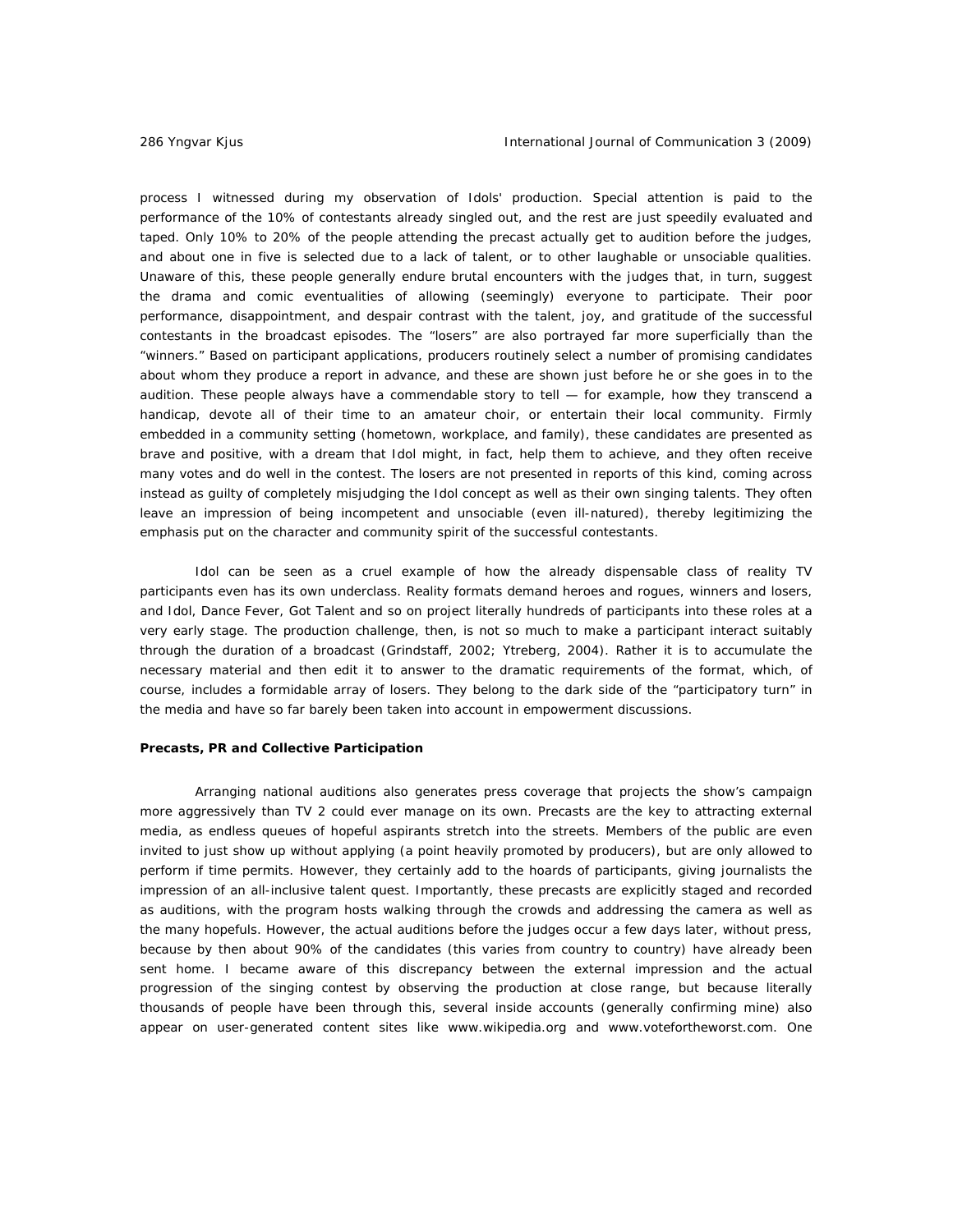process I witnessed during my observation of Idols' production. Special attention is paid to the performance of the 10% of contestants already singled out, and the rest are just speedily evaluated and taped. Only 10% to 20% of the people attending the precast actually get to audition before the judges, and about one in five is selected due to a lack of talent, or to other laughable or unsociable qualities. Unaware of this, these people generally endure brutal encounters with the judges that, in turn, suggest the drama and comic eventualities of allowing (seemingly) everyone to participate. Their poor performance, disappointment, and despair contrast with the talent, joy, and gratitude of the successful contestants in the broadcast episodes. The "losers" are also portrayed far more superficially than the "winners." Based on participant applications, producers routinely select a number of promising candidates about whom they produce a report in advance, and these are shown just before he or she goes in to the audition. These people always have a commendable story to tell — for example, how they transcend a handicap, devote all of their time to an amateur choir, or entertain their local community. Firmly embedded in a community setting (hometown, workplace, and family), these candidates are presented as brave and positive, with a dream that Idol might, in fact, help them to achieve, and they often receive many votes and do well in the contest. The losers are not presented in reports of this kind, coming across instead as guilty of completely misjudging the Idol concept as well as their own singing talents. They often leave an impression of being incompetent and unsociable (even ill-natured), thereby legitimizing the emphasis put on the character and community spirit of the successful contestants.

Idol can be seen as a cruel example of how the already dispensable class of reality TV participants even has its own underclass. Reality formats demand heroes and rogues, winners and losers, and Idol, Dance Fever, Got Talent and so on project literally hundreds of participants into these roles at a very early stage. The production challenge, then, is not so much to make a participant interact suitably through the duration of a broadcast (Grindstaff, 2002; Ytreberg, 2004). Rather it is to accumulate the necessary material and then edit it to answer to the dramatic requirements of the format, which, of course, includes a formidable array of losers. They belong to the dark side of the "participatory turn" in the media and have so far barely been taken into account in empowerment discussions.

**Precasts, PR and Collective Participation**

Arranging national auditions also generates press coverage that projects the show's campaign more aggressively than TV 2 could ever manage on its own. Precasts are the key to attracting external media, as endless queues of hopeful aspirants stretch into the streets. Members of the public are even invited to just show up without applying (a point heavily promoted by producers), but are only allowed to perform if time permits. However, they certainly add to the hoards of participants, giving journalists the impression of an all-inclusive talent quest. Importantly, these precasts are explicitly staged and recorded as auditions, with the program hosts walking through the crowds and addressing the camera as well as the many hopefuls. However, the actual auditions before the judges occur a few days later, without press, because by then about 90% of the candidates (this varies from country to country) have already been sent home. I became aware of this discrepancy between the external impression and the actual progression of the singing contest by observing the production at close range, but because literally thousands of people have been through this, several inside accounts (generally confirming mine) also appear on user-generated content sites like www.wikipedia.org and www.votefortheworst.com. One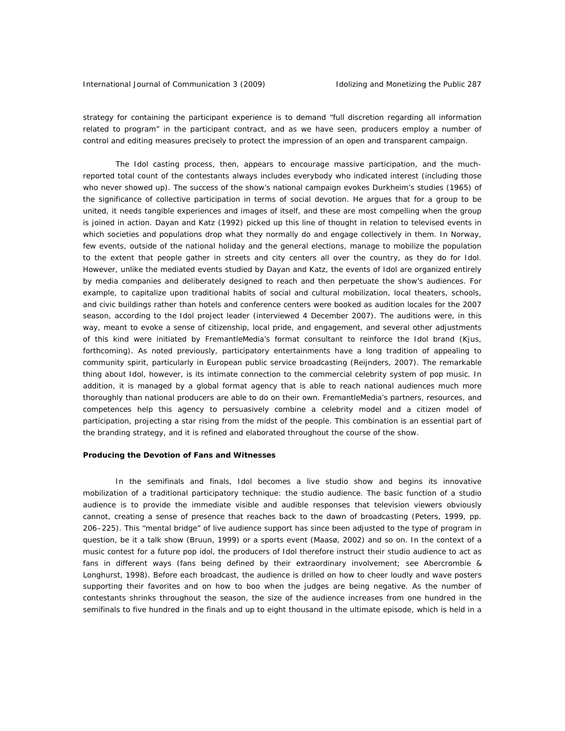strategy for containing the participant experience is to demand "full discretion regarding all information related to program" in the participant contract, and as we have seen, producers employ a number of control and editing measures precisely to protect the impression of an open and transparent campaign.

The *Idol* casting process, then, appears to encourage massive participation, and the much-reported total count of the contestants always includes everybody who indicated interest (including those who never showed up). The success of the show's national campaign evokes Durkheim's studies (1965) of the significance of collective participation in terms of social devotion. He argues that for a group to be united, it needs tangible experiences and images of itself, and these are most compelling when the group is joined in action. Dayan and Katz (1992) picked up this line of thought in relation to televised events in which societies and populations drop what they normally do and engage collectively in them. In Norway, few events, outside of the national holiday and the general elections, manage to mobilize the population to the extent that people gather in streets and city centers all over the country, as they do for *Idol*. However, unlike the mediated events studied by Dayan and Katz, the events of *Idol* are organized entirely by media companies and deliberately designed to reach and then perpetuate the show's audiences. For example, to capitalize upon traditional habits of social and cultural mobilization, local theaters, schools, and civic buildings rather than hotels and conference centers were booked as audition locales for the 2007 season, according to the *Idol* project leader (interviewed 4 December 2007). The auditions were, in this way, meant to evoke a sense of citizenship, local pride, and engagement, and several other adjustments of this kind were initiated by FremantleMedia's format consultant to reinforce the *Idol* brand (Kjus, forthcoming). As noted previously, participatory entertainments have a long tradition of appealing to community spirit, particularly in European public service broadcasting (Reijnders, 2007). The remarkable thing about *Idol*, however, is its intimate connection to the commercial celebrity system of pop music. In addition, it is managed by a global format agency that is able to reach national audiences much more thoroughly than national producers are able to do on their own. FremantleMedia's partners, resources, and competences help this agency to persuasively combine a celebrity model and a citizen model of participation, projecting a star rising from the midst of the people. This combination is an essential part of the branding strategy, and it is refined and elaborated throughout the course of the show.

**Producing the Devotion of Fans and Witnesses**

In the semifinals and finals, *Idol* becomes a live studio show and begins its innovative mobilization of a traditional participatory technique: the studio audience. The basic function of a studio audience is to provide the immediate visible and audible responses that television viewers obviously cannot, creating a sense of presence that reaches back to the dawn of broadcasting (Peters, 1999, pp. 206–225). This "mental bridge" of live audience support has since been adjusted to the type of program in question, be it a talk show (Bruun, 1999) or a sports event (Maasø, 2002) and so on. In the context of a music contest for a future pop idol, the producers of *Idol* therefore instruct their studio audience to act as fans in different ways (fans being defined by their extraordinary involvement; see Abercrombie & Longhurst, 1998). Before each broadcast, the audience is drilled on how to cheer loudly and wave posters supporting their favorites and on how to boo when the judges are being negative. As the number of contestants shrinks throughout the season, the size of the audience increases from one hundred in the semifinals to five hundred in the finals and up to eight thousand in the ultimate episode, which is held in a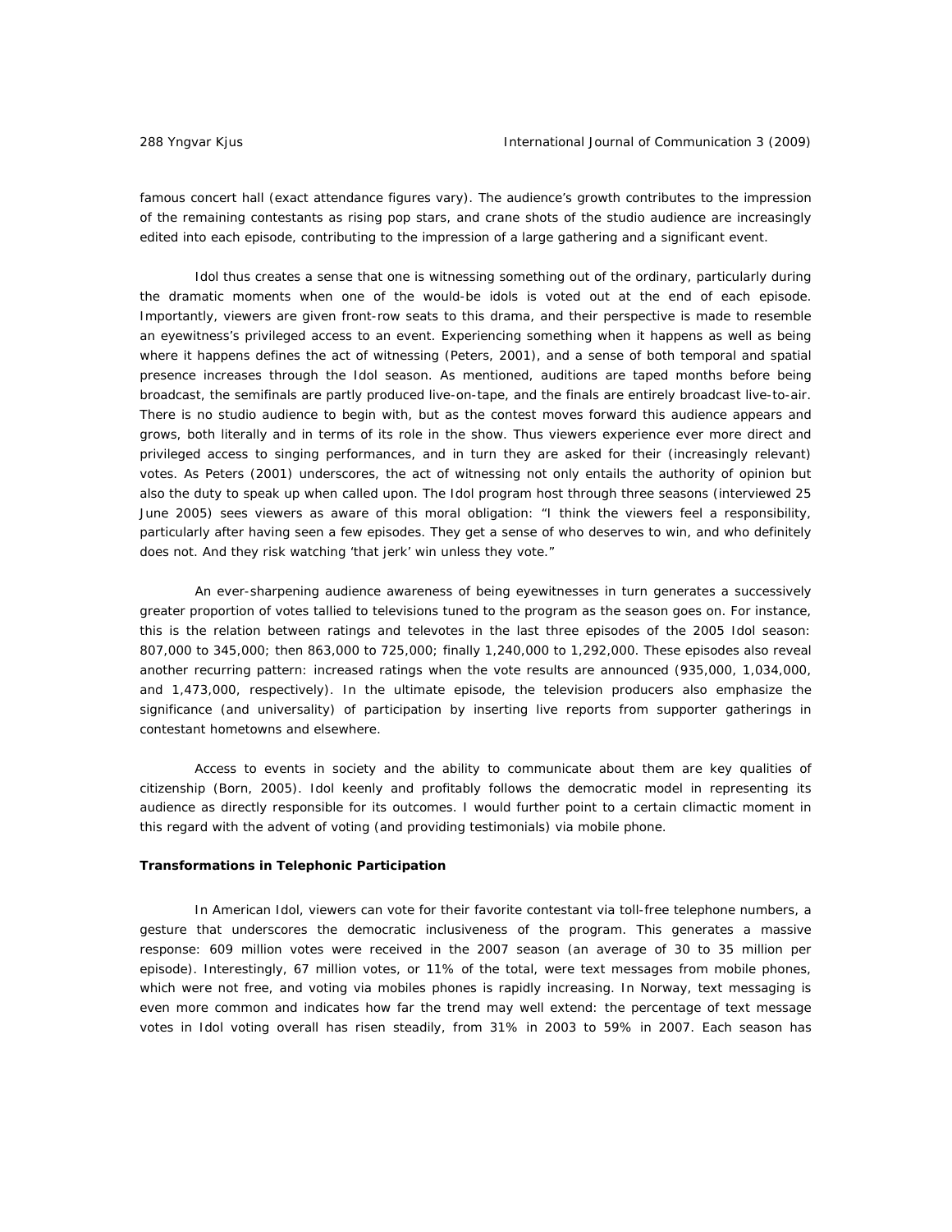famous concert hall (exact attendance figures vary). The audience's growth contributes to the impression of the remaining contestants as rising pop stars, and crane shots of the studio audience are increasingly edited into each episode, contributing to the impression of a large gathering and a significant event.

*Idol* thus creates a sense that one is witnessing something out of the ordinary, particularly during the dramatic moments when one of the would-be idols is voted out at the end of each episode. Importantly, viewers are given front-row seats to this drama, and their perspective is made to resemble an eyewitness's privileged access to an event. Experiencing something when it happens as well as being where it happens defines the act of witnessing (Peters, 2001), and a sense of both temporal and spatial presence increases through the *Idol* season. As mentioned, auditions are taped months before being broadcast, the semifinals are partly produced live-on-tape, and the finals are entirely broadcast live-to-air. There is no studio audience to begin with, but as the contest moves forward this audience appears and grows, both literally and in terms of its role in the show. Thus viewers experience ever more direct and privileged access to singing performances, and in turn they are asked for their (increasingly relevant) votes. As Peters (2001) underscores, the act of witnessing not only entails the authority of opinion but also the duty to speak up when called upon. The *Idol* program host through three seasons (interviewed 25 June 2005) sees viewers as aware of this moral obligation: "I think the viewers feel a responsibility, particularly after having seen a few episodes. They get a sense of who deserves to win, and who definitely does not. And they risk watching 'that jerk' win unless they vote."

An ever-sharpening audience awareness of being eyewitnesses in turn generates a successively greater proportion of votes tallied to televisions tuned to the program as the season goes on. For instance, this is the relation between ratings and televotes in the last three episodes of the 2005 *Idol* season: 807,000 to 345,000; then 863,000 to 725,000; finally 1,240,000 to 1,292,000. These episodes also reveal another recurring pattern: increased ratings when the vote results are announced (935,000, 1,034,000, and 1,473,000, respectively). In the ultimate episode, the television producers also emphasize the significance (and universality) of participation by inserting live reports from supporter gatherings in contestant hometowns and elsewhere.

Access to events in society and the ability to communicate about them are key qualities of citizenship (Born, 2005). *Idol* keenly and profitably follows the democratic model in representing its audience as directly responsible for its outcomes. I would further point to a certain climactic moment in this regard with the advent of voting (and providing testimonials) via mobile phone.

**Transformations in Telephonic Participation**

In *American Idol*, viewers can vote for their favorite contestant via toll-free telephone numbers, a gesture that underscores the democratic inclusiveness of the program. This generates a massive response: 609 million votes were received in the 2007 season (an average of 30 to 35 million per episode). Interestingly, 67 million votes, or 11% of the total, were text messages from mobile phones, which were not free, and voting via mobiles phones is rapidly increasing. In Norway, text messaging is even more common and indicates how far the trend may well extend: the percentage of text message votes in *Idol* voting overall has risen steadily, from 31% in 2003 to 59% in 2007. Each season has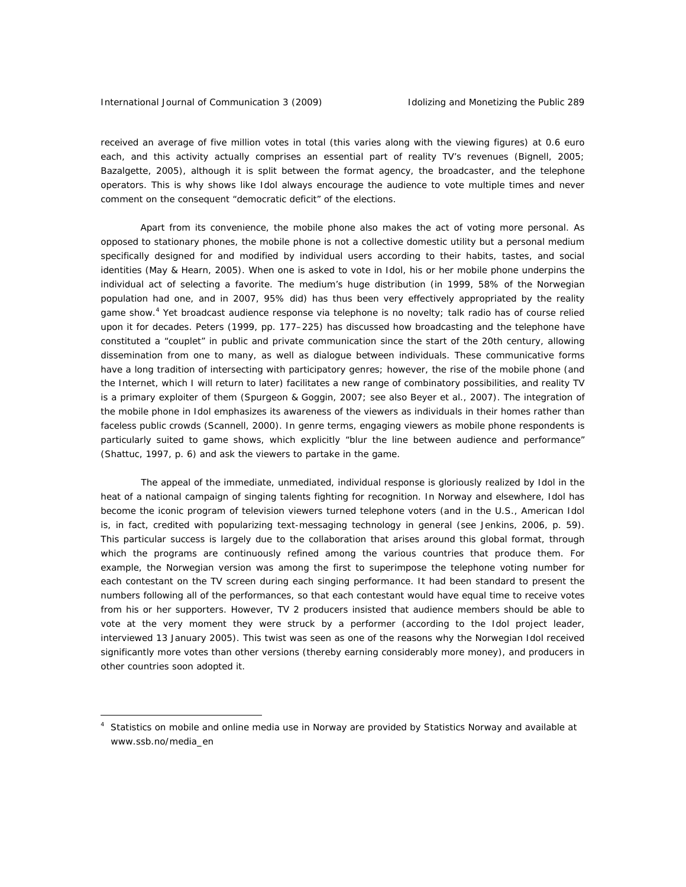received an average of five million votes in total (this varies along with the viewing figures) at 0.6 euro each, and this activity actually comprises an essential part of reality TV's revenues (Bignell, 2005; Bazalgette, 2005), although it is split between the format agency, the broadcaster, and the telephone operators. This is why shows like *Idol* always encourage the audience to vote multiple times and never comment on the consequent "democratic deficit" of the elections.

Apart from its convenience, the mobile phone also makes the act of voting more personal. As opposed to stationary phones, the mobile phone is not a collective domestic utility but a personal medium specifically designed for and modified by individual users according to their habits, tastes, and social identities (May & Hearn, 2005). When one is asked to vote in *Idol*, his or her mobile phone underpins the individual act of selecting a favorite. The medium's huge distribution (in 1999, 58% of the Norwegian population had one, and in 2007, 95% did) has thus been very effectively appropriated by the reality game show.[4] Yet broadcast audience response via telephone is no novelty; talk radio has of course relied upon it for decades. Peters (1999, pp. 177–225) has discussed how broadcasting and the telephone have constituted a "couplet" in public and private communication since the start of the 20th century, allowing dissemination from one to many, as well as dialogue between individuals. These communicative forms have a long tradition of intersecting with participatory genres; however, the rise of the mobile phone (and the Internet, which I will return to later) facilitates a new range of combinatory possibilities, and reality TV is a primary exploiter of them (Spurgeon & Goggin, 2007; see also Beyer et al., 2007). The integration of the mobile phone in *Idol* emphasizes its awareness of the viewers as individuals in their homes rather than faceless public crowds (Scannell, 2000). In genre terms, engaging viewers as mobile phone respondents is particularly suited to game shows, which explicitly "blur the line between audience and performance" (Shattuc, 1997, p. 6) and ask the viewers to partake in the game.

The appeal of the immediate, unmediated, individual response is gloriously realized by *Idol* in the heat of a national campaign of singing talents fighting for recognition. In Norway and elsewhere, *Idol* has become the iconic program of television viewers turned telephone voters (and in the U.S., *American Idol* is, in fact, credited with popularizing text-messaging technology in general (see Jenkins, 2006, p. 59). This particular success is largely due to the collaboration that arises around this global format, through which the programs are continuously refined among the various countries that produce them. For example, the Norwegian version was among the first to superimpose the telephone voting number for each contestant on the TV screen during each singing performance. It had been standard to present the numbers following all of the performances, so that each contestant would have equal time to receive votes from his or her supporters. However, TV 2 producers insisted that audience members should be able to vote at the very moment they were struck by a performer (according to the *Idol* project leader, interviewed 13 January 2005). This twist was seen as one of the reasons why the Norwegian *Idol* received significantly more votes than other versions (thereby earning considerably more money), and producers in other countries soon adopted it.

---

[4] Statistics on mobile and online media use in Norway are provided by Statistics Norway and available at www.ssb.no/media_en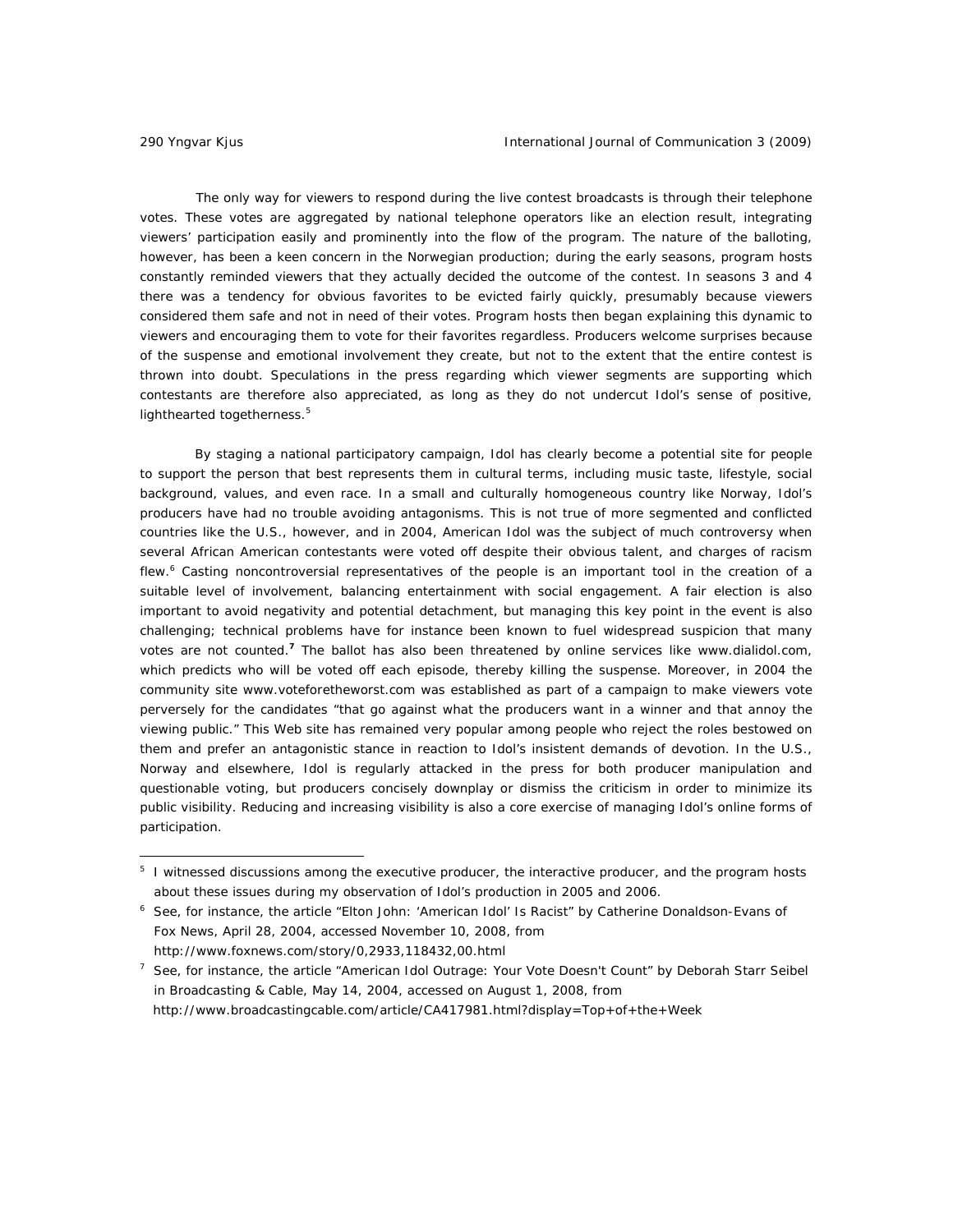The only way for viewers to respond during the live contest broadcasts is through their telephone votes. These votes are aggregated by national telephone operators like an election result, integrating viewers' participation easily and prominently into the flow of the program. The nature of the balloting, however, has been a keen concern in the Norwegian production; during the early seasons, program hosts constantly reminded viewers that they actually decided the outcome of the contest. In seasons 3 and 4 there was a tendency for obvious favorites to be evicted fairly quickly, presumably because viewers considered them safe and not in need of their votes. Program hosts then began explaining this dynamic to viewers and encouraging them to vote for their favorites regardless. Producers welcome surprises because of the suspense and emotional involvement they create, but not to the extent that the entire contest is thrown into doubt. Speculations in the press regarding which viewer segments are supporting which contestants are therefore also appreciated, as long as they do not undercut Idol's sense of positive, lighthearted togetherness.[5]

By staging a national participatory campaign, Idol has clearly become a potential site for people to support the person that best represents them in cultural terms, including music taste, lifestyle, social background, values, and even race. In a small and culturally homogeneous country like Norway, Idol's producers have had no trouble avoiding antagonisms. This is not true of more segmented and conflicted countries like the U.S., however, and in 2004, American Idol was the subject of much controversy when several African American contestants were voted off despite their obvious talent, and charges of racism flew.[6] Casting noncontroversial representatives of the people is an important tool in the creation of a suitable level of involvement, balancing entertainment with social engagement. A fair election is also important to avoid negativity and potential detachment, but managing this key point in the event is also challenging; technical problems have for instance been known to fuel widespread suspicion that many votes are not counted.[7] The ballot has also been threatened by online services like www.dialidol.com, which predicts who will be voted off each episode, thereby killing the suspense. Moreover, in 2004 the community site www.voteforetheworst.com was established as part of a campaign to make viewers vote perversely for the candidates "that go against what the producers want in a winner and that annoy the viewing public." This Web site has remained very popular among people who reject the roles bestowed on them and prefer an antagonistic stance in reaction to Idol's insistent demands of devotion. In the U.S., Norway and elsewhere, Idol is regularly attacked in the press for both producer manipulation and questionable voting, but producers concisely downplay or dismiss the criticism in order to minimize its public visibility. Reducing and increasing visibility is also a core exercise of managing Idol's online forms of participation.

---

[5] I witnessed discussions among the executive producer, the interactive producer, and the program hosts about these issues during my observation of Idol's production in 2005 and 2006.

[6] See, for instance, the article "Elton John: 'American Idol' Is Racist" by Catherine Donaldson-Evans of Fox News, April 28, 2004, accessed November 10, 2008, from http://www.foxnews.com/story/0,2933,118432,00.html

[7] See, for instance, the article "American Idol Outrage: Your Vote Doesn't Count" by Deborah Starr Seibel in Broadcasting & Cable, May 14, 2004, accessed on August 1, 2008, from http://www.broadcastingcable.com/article/CA417981.html?display=Top+of+the+Week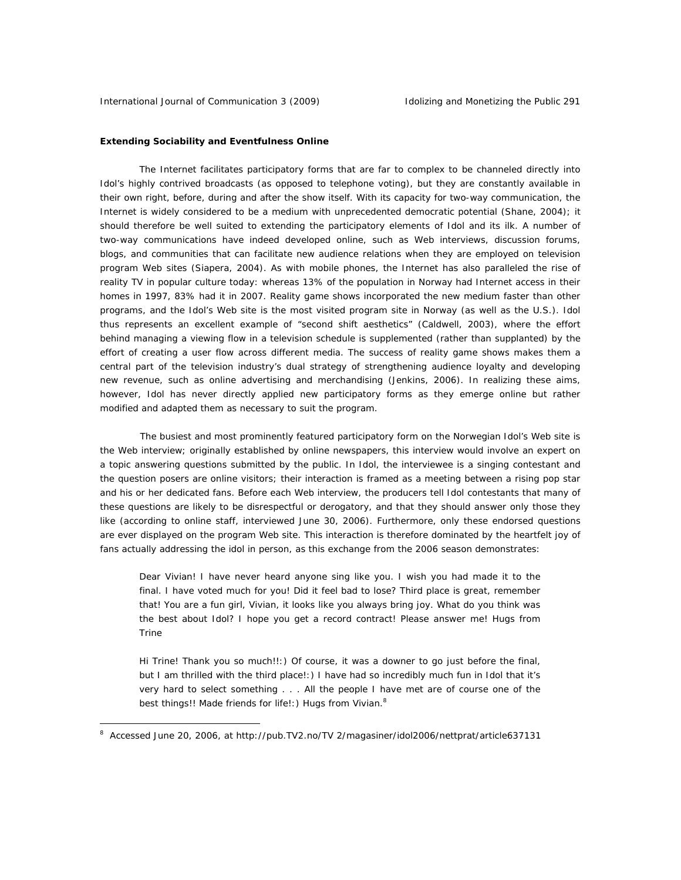### Extending Sociability and Eventfulness Online

The Internet facilitates participatory forms that are far to complex to be channeled directly into Idol's highly contrived broadcasts (as opposed to telephone voting), but they are constantly available in their own right, before, during and after the show itself. With its capacity for two-way communication, the Internet is widely considered to be a medium with unprecedented democratic potential (Shane, 2004); it should therefore be well suited to extending the participatory elements of Idol and its ilk. A number of two-way communications have indeed developed online, such as Web interviews, discussion forums, blogs, and communities that can facilitate new audience relations when they are employed on television program Web sites (Siapera, 2004). As with mobile phones, the Internet has also paralleled the rise of reality TV in popular culture today: whereas 13% of the population in Norway had Internet access in their homes in 1997, 83% had it in 2007. Reality game shows incorporated the new medium faster than other programs, and the Idol's Web site is the most visited program site in Norway (as well as the U.S.). Idol thus represents an excellent example of "second shift aesthetics" (Caldwell, 2003), where the effort behind managing a viewing flow in a television schedule is supplemented (rather than supplanted) by the effort of creating a user flow across different media. The success of reality game shows makes them a central part of the television industry's dual strategy of strengthening audience loyalty and developing new revenue, such as online advertising and merchandising (Jenkins, 2006). In realizing these aims, however, Idol has never directly applied new participatory forms as they emerge online but rather modified and adapted them as necessary to suit the program.

The busiest and most prominently featured participatory form on the Norwegian Idol's Web site is the Web interview; originally established by online newspapers, this interview would involve an expert on a topic answering questions submitted by the public. In Idol, the interviewee is a singing contestant and the question posers are online visitors; their interaction is framed as a meeting between a rising pop star and his or her dedicated fans. Before each Web interview, the producers tell Idol contestants that many of these questions are likely to be disrespectful or derogatory, and that they should answer only those they like (according to online staff, interviewed June 30, 2006). Furthermore, only these endorsed questions are ever displayed on the program Web site. This interaction is therefore dominated by the heartfelt joy of fans actually addressing the idol in person, as this exchange from the 2006 season demonstrates:

> Dear Vivian! I have never heard anyone sing like you. I wish you had made it to the final. I have voted much for you! Did it feel bad to lose? Third place is great, remember that! You are a fun girl, Vivian, it looks like you always bring joy. What do you think was the best about Idol? I hope you get a record contract! Please answer me! Hugs from Trine
>
> Hi Trine! Thank you so much!!:) Of course, it was a downer to go just before the final, but I am thrilled with the third place!:) I have had so incredibly much fun in Idol that it's very hard to select something . . . All the people I have met are of course one of the best things!! Made friends for life!:) Hugs from Vivian.[8]

---

[8] Accessed June 20, 2006, at http://pub.TV2.no/TV 2/magasiner/idol2006/nettprat/article637131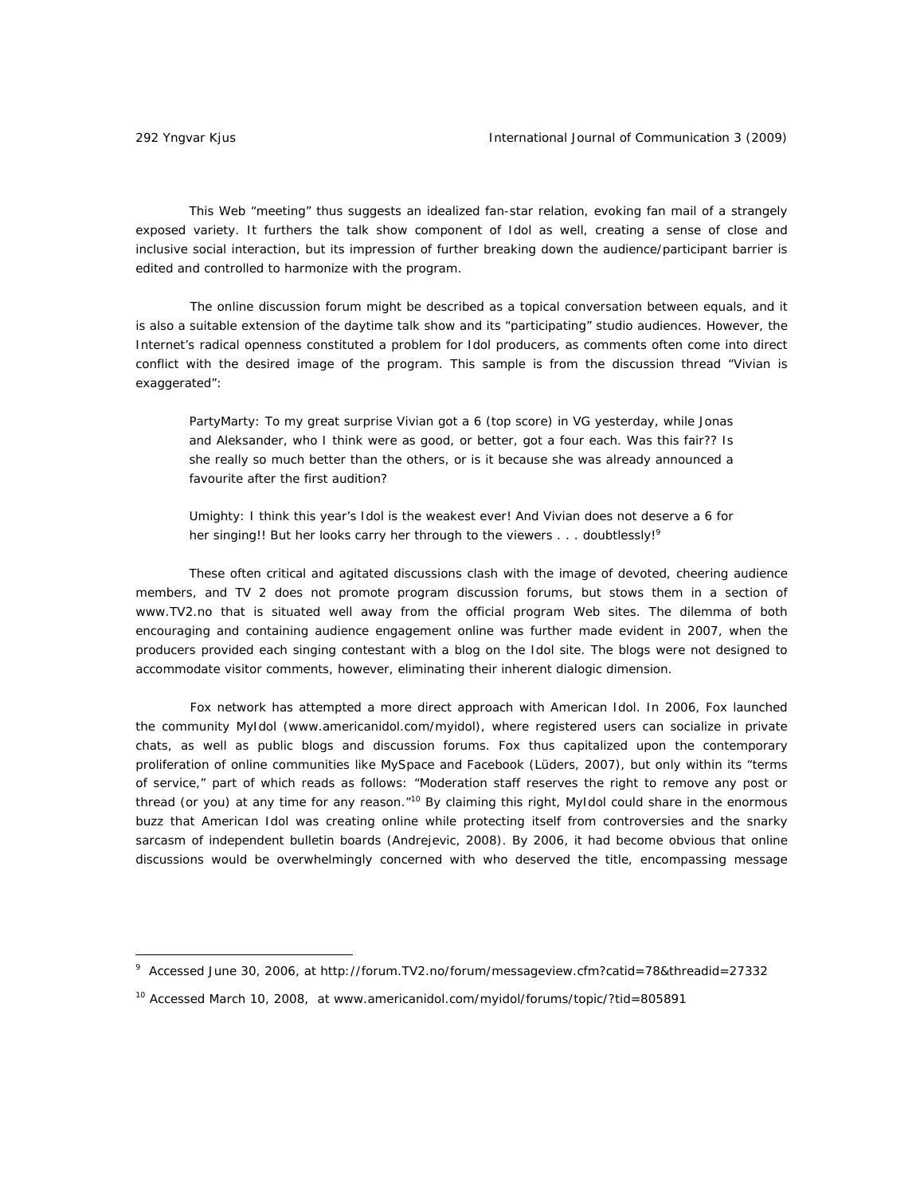This Web "meeting" thus suggests an idealized fan-star relation, evoking fan mail of a strangely exposed variety. It furthers the talk show component of Idol as well, creating a sense of close and inclusive social interaction, but its impression of further breaking down the audience/participant barrier is edited and controlled to harmonize with the program.

The online discussion forum might be described as a topical conversation between equals, and it is also a suitable extension of the daytime talk show and its "participating" studio audiences. However, the Internet's radical openness constituted a problem for Idol producers, as comments often come into direct conflict with the desired image of the program. This sample is from the discussion thread "Vivian is exaggerated":

> PartyMarty: To my great surprise Vivian got a 6 (top score) in VG yesterday, while Jonas and Aleksander, who I think were as good, or better, got a four each. Was this fair?? Is she really so much better than the others, or is it because she was already announced a favourite after the first audition?
>
> Umighty: I think this year's Idol is the weakest ever! And Vivian does not deserve a 6 for her singing!! But her looks carry her through to the viewers . . . doubtlessly![9]

These often critical and agitated discussions clash with the image of devoted, cheering audience members, and TV 2 does not promote program discussion forums, but stows them in a section of www.TV2.no that is situated well away from the official program Web sites. The dilemma of both encouraging and containing audience engagement online was further made evident in 2007, when the producers provided each singing contestant with a blog on the Idol site. The blogs were not designed to accommodate visitor comments, however, eliminating their inherent dialogic dimension.

Fox network has attempted a more direct approach with American Idol. In 2006, Fox launched the community MyIdol (www.americanidol.com/myidol), where registered users can socialize in private chats, as well as public blogs and discussion forums. Fox thus capitalized upon the contemporary proliferation of online communities like MySpace and Facebook (Lüders, 2007), but only within its "terms of service," part of which reads as follows: "Moderation staff reserves the right to remove any post or thread (or you) at any time for any reason."[10] By claiming this right, MyIdol could share in the enormous buzz that American Idol was creating online while protecting itself from controversies and the snarky sarcasm of independent bulletin boards (Andrejevic, 2008). By 2006, it had become obvious that online discussions would be overwhelmingly concerned with who deserved the title, encompassing message

---

[9] Accessed June 30, 2006, at http://forum.TV2.no/forum/messageview.cfm?catid=78&threadid=27332

[10] Accessed March 10, 2008, at www.americanidol.com/myidol/forums/topic/?tid=805891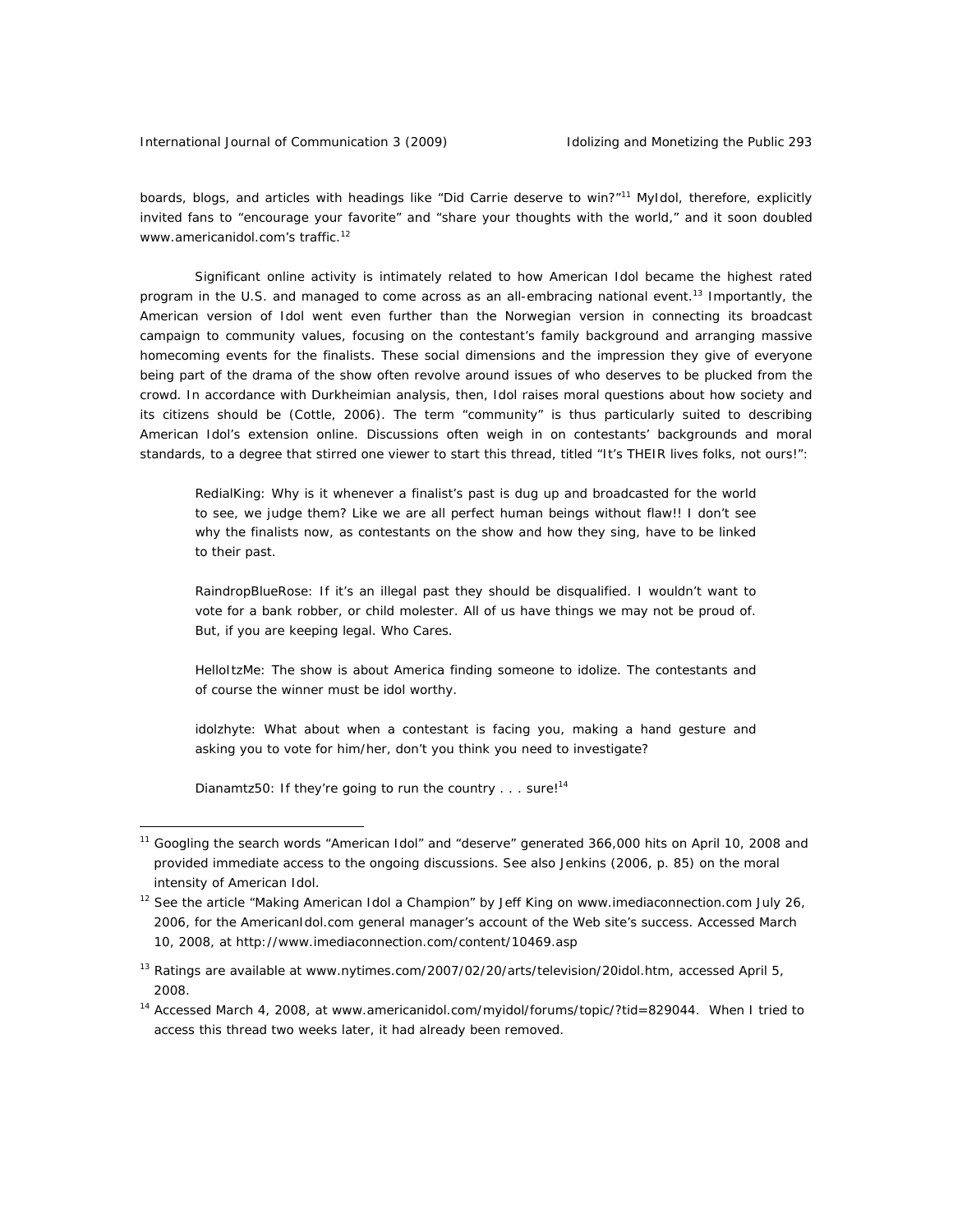boards, blogs, and articles with headings like "Did Carrie deserve to win?"[11] MyIdol, therefore, explicitly invited fans to "encourage your favorite" and "share your thoughts with the world," and it soon doubled www.americanidol.com's traffic.[12]

Significant online activity is intimately related to how American Idol became the highest rated program in the U.S. and managed to come across as an all-embracing national event.[13] Importantly, the American version of Idol went even further than the Norwegian version in connecting its broadcast campaign to community values, focusing on the contestant's family background and arranging massive homecoming events for the finalists. These social dimensions and the impression they give of everyone being part of the drama of the show often revolve around issues of who deserves to be plucked from the crowd. In accordance with Durkheimian analysis, then, Idol raises moral questions about how society and its citizens should be (Cottle, 2006). The term "community" is thus particularly suited to describing American Idol's extension online. Discussions often weigh in on contestants' backgrounds and moral standards, to a degree that stirred one viewer to start this thread, titled "It's THEIR lives folks, not ours!":

> RedialKing: Why is it whenever a finalist's past is dug up and broadcasted for the world to see, we judge them? Like we are all perfect human beings without flaw!! I don't see why the finalists now, as contestants on the show and how they sing, have to be linked to their past.
>
> RaindropBlueRose: If it's an illegal past they should be disqualified. I wouldn't want to vote for a bank robber, or child molester. All of us have things we may not be proud of. But, if you are keeping legal. Who Cares.
>
> HelloItzMe: The show is about America finding someone to idolize. The contestants and of course the winner must be idol worthy.
>
> idolzhyte: What about when a contestant is facing you, making a hand gesture and asking you to vote for him/her, don't you think you need to investigate?
>
> Dianamtz50: If they're going to run the country . . . sure![14]

---

[11] Googling the search words "American Idol" and "deserve" generated 366,000 hits on April 10, 2008 and provided immediate access to the ongoing discussions. See also Jenkins (2006, p. 85) on the moral intensity of American Idol.

[12] See the article "Making American Idol a Champion" by Jeff King on www.imediaconnection.com July 26, 2006, for the AmericanIdol.com general manager's account of the Web site's success. Accessed March 10, 2008, at http://www.imediaconnection.com/content/10469.asp

[13] Ratings are available at www.nytimes.com/2007/02/20/arts/television/20idol.htm, accessed April 5, 2008.

[14] Accessed March 4, 2008, at www.americanidol.com/myidol/forums/topic/?tid=829044. When I tried to access this thread two weeks later, it had already been removed.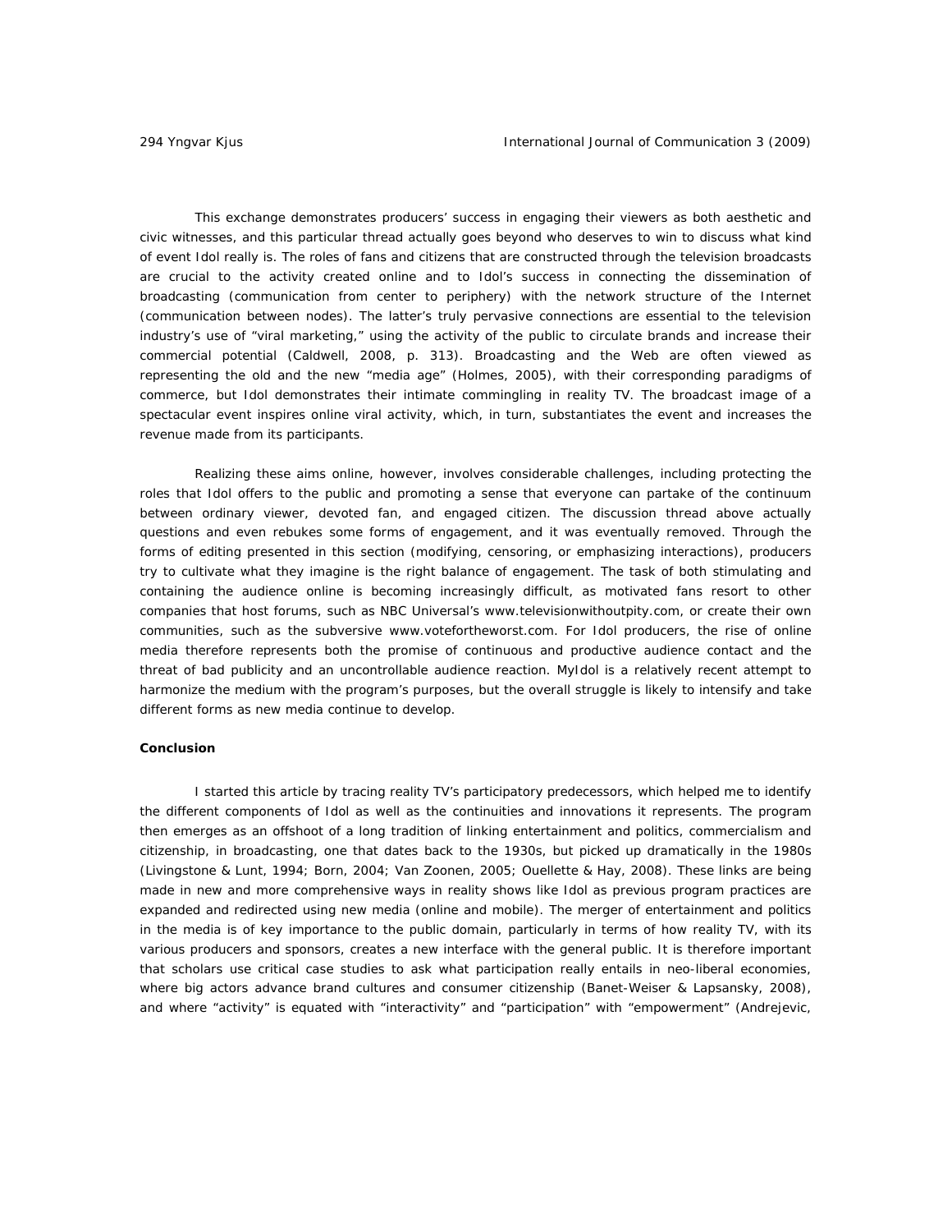This exchange demonstrates producers' success in engaging their viewers as both aesthetic and civic witnesses, and this particular thread actually goes beyond who deserves to win to discuss what kind of event Idol really is. The roles of fans and citizens that are constructed through the television broadcasts are crucial to the activity created online and to Idol's success in connecting the dissemination of broadcasting (communication from center to periphery) with the network structure of the Internet (communication between nodes). The latter's truly pervasive connections are essential to the television industry's use of "viral marketing," using the activity of the public to circulate brands and increase their commercial potential (Caldwell, 2008, p. 313). Broadcasting and the Web are often viewed as representing the old and the new "media age" (Holmes, 2005), with their corresponding paradigms of commerce, but Idol demonstrates their intimate commingling in reality TV. The broadcast image of a spectacular event inspires online viral activity, which, in turn, substantiates the event and increases the revenue made from its participants.

Realizing these aims online, however, involves considerable challenges, including protecting the roles that Idol offers to the public and promoting a sense that everyone can partake of the continuum between ordinary viewer, devoted fan, and engaged citizen. The discussion thread above actually questions and even rebukes some forms of engagement, and it was eventually removed. Through the forms of editing presented in this section (modifying, censoring, or emphasizing interactions), producers try to cultivate what they imagine is the right balance of engagement. The task of both stimulating and containing the audience online is becoming increasingly difficult, as motivated fans resort to other companies that host forums, such as NBC Universal's www.televisionwithoutpity.com, or create their own communities, such as the subversive www.votefortheworst.com. For Idol producers, the rise of online media therefore represents both the promise of continuous and productive audience contact and the threat of bad publicity and an uncontrollable audience reaction. MyIdol is a relatively recent attempt to harmonize the medium with the program's purposes, but the overall struggle is likely to intensify and take different forms as new media continue to develop.

**Conclusion**

I started this article by tracing reality TV's participatory predecessors, which helped me to identify the different components of Idol as well as the continuities and innovations it represents. The program then emerges as an offshoot of a long tradition of linking entertainment and politics, commercialism and citizenship, in broadcasting, one that dates back to the 1930s, but picked up dramatically in the 1980s (Livingstone & Lunt, 1994; Born, 2004; Van Zoonen, 2005; Ouellette & Hay, 2008). These links are being made in new and more comprehensive ways in reality shows like Idol as previous program practices are expanded and redirected using new media (online and mobile). The merger of entertainment and politics in the media is of key importance to the public domain, particularly in terms of how reality TV, with its various producers and sponsors, creates a new interface with the general public. It is therefore important that scholars use critical case studies to ask what participation really entails in neo-liberal economies, where big actors advance brand cultures and consumer citizenship (Banet-Weiser & Lapsansky, 2008), and where "activity" is equated with "interactivity" and "participation" with "empowerment" (Andrejevic,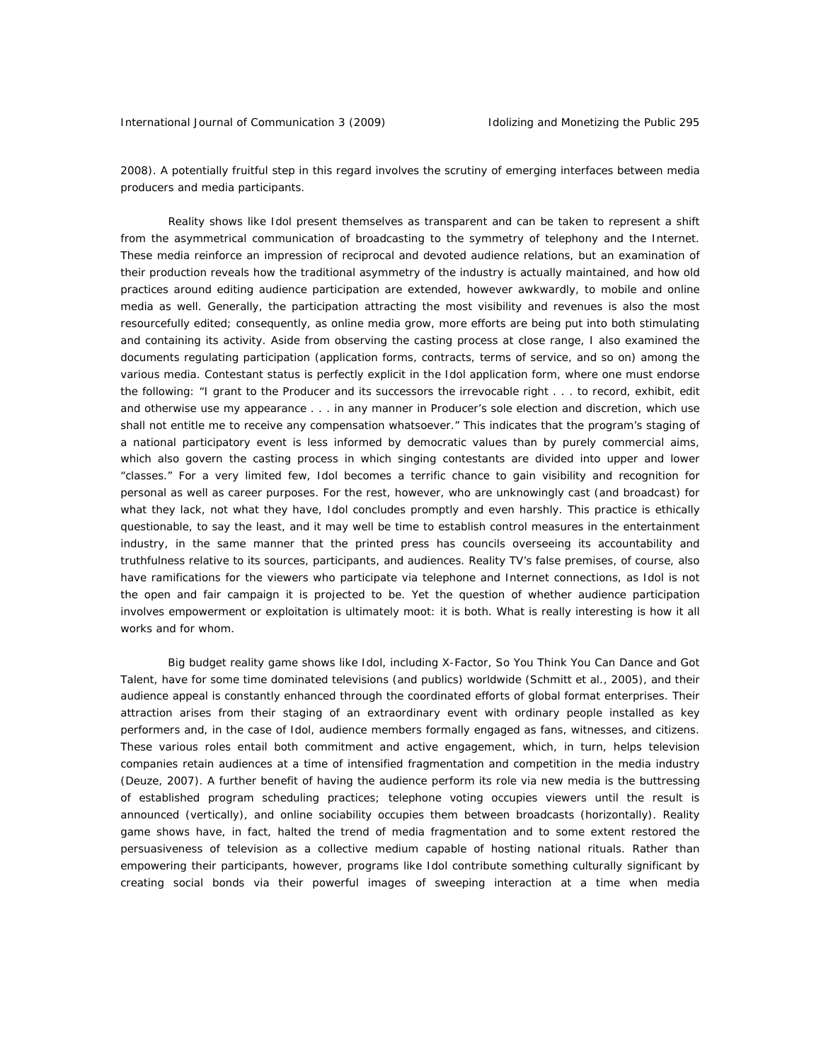2008). A potentially fruitful step in this regard involves the scrutiny of emerging interfaces between media producers and media participants.

Reality shows like *Idol* present themselves as transparent and can be taken to represent a shift from the asymmetrical communication of broadcasting to the symmetry of telephony and the Internet. These media reinforce an impression of reciprocal and devoted audience relations, but an examination of their production reveals how the traditional asymmetry of the industry is actually maintained, and how old practices around editing audience participation are extended, however awkwardly, to mobile and online media as well. Generally, the participation attracting the most visibility and revenues is also the most resourcefully edited; consequently, as online media grow, more efforts are being put into both stimulating and containing its activity. Aside from observing the casting process at close range, I also examined the documents regulating participation (application forms, contracts, terms of service, and so on) among the various media. Contestant status is perfectly explicit in the *Idol* application form, where one must endorse the following: "I grant to the Producer and its successors the irrevocable right . . . to record, exhibit, edit and otherwise use my appearance . . . in any manner in Producer's sole election and discretion, which use shall not entitle me to receive any compensation whatsoever." This indicates that the program's staging of a national participatory event is less informed by democratic values than by purely commercial aims, which also govern the casting process in which singing contestants are divided into upper and lower "classes." For a very limited few, *Idol* becomes a terrific chance to gain visibility and recognition for personal as well as career purposes. For the rest, however, who are unknowingly cast (and broadcast) for what they lack, not what they have, *Idol* concludes promptly and even harshly. This practice is ethically questionable, to say the least, and it may well be time to establish control measures in the entertainment industry, in the same manner that the printed press has councils overseeing its accountability and truthfulness relative to its sources, participants, and audiences. Reality TV's false premises, of course, also have ramifications for the viewers who participate via telephone and Internet connections, as *Idol* is not the open and fair campaign it is projected to be. Yet the question of whether audience participation involves empowerment or exploitation is ultimately moot: it is both. What is really interesting is how it all works and for whom.

Big budget reality game shows like *Idol*, including *X-Factor*, *So You Think You Can Dance* and *Got Talent*, have for some time dominated televisions (and publics) worldwide (Schmitt et al., 2005), and their audience appeal is constantly enhanced through the coordinated efforts of global format enterprises. Their attraction arises from their staging of an extraordinary event with ordinary people installed as key performers and, in the case of *Idol*, audience members formally engaged as fans, witnesses, and citizens. These various roles entail both commitment and active engagement, which, in turn, helps television companies retain audiences at a time of intensified fragmentation and competition in the media industry (Deuze, 2007). A further benefit of having the audience perform its role via new media is the buttressing of established program scheduling practices; telephone voting occupies viewers until the result is announced (vertically), and online sociability occupies them between broadcasts (horizontally). Reality game shows have, in fact, halted the trend of media fragmentation and to some extent restored the persuasiveness of television as a collective medium capable of hosting national rituals. Rather than empowering their participants, however, programs like *Idol* contribute something culturally significant by creating social bonds via their powerful images of sweeping interaction at a time when media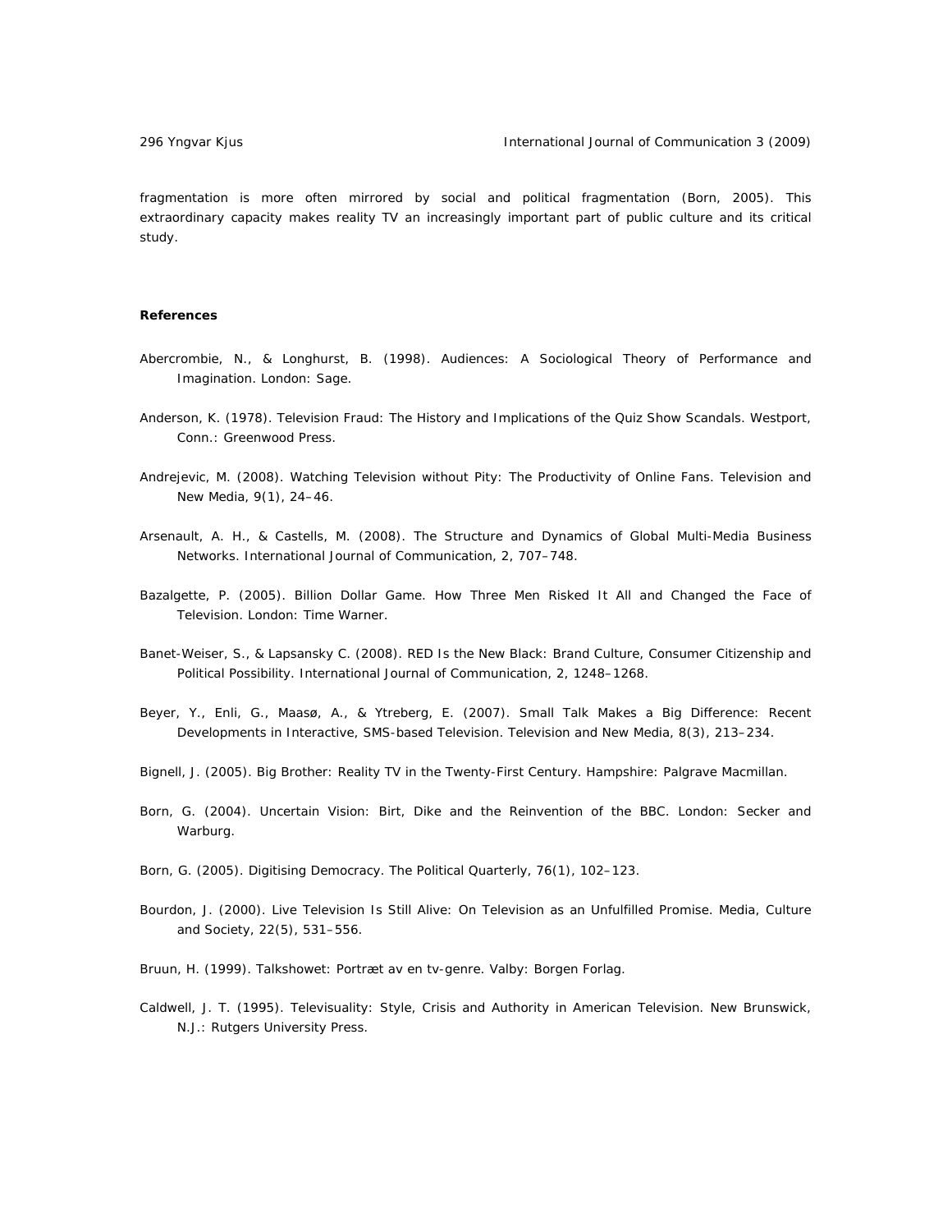fragmentation is more often mirrored by social and political fragmentation (Born, 2005). This extraordinary capacity makes reality TV an increasingly important part of public culture and its critical study.

**References**

Abercrombie, N., & Longhurst, B. (1998). Audiences: A Sociological Theory of Performance and Imagination. London: Sage.

Anderson, K. (1978). Television Fraud: The History and Implications of the Quiz Show Scandals. Westport, Conn.: Greenwood Press.

Andrejevic, M. (2008). Watching Television without Pity: The Productivity of Online Fans. Television and New Media, 9(1), 24–46.

Arsenault, A. H., & Castells, M. (2008). The Structure and Dynamics of Global Multi-Media Business Networks. International Journal of Communication, 2, 707–748.

Bazalgette, P. (2005). Billion Dollar Game. How Three Men Risked It All and Changed the Face of Television. London: Time Warner.

Banet-Weiser, S., & Lapsansky C. (2008). RED Is the New Black: Brand Culture, Consumer Citizenship and Political Possibility. International Journal of Communication, 2, 1248–1268.

Beyer, Y., Enli, G., Maasø, A., & Ytreberg, E. (2007). Small Talk Makes a Big Difference: Recent Developments in Interactive, SMS-based Television. Television and New Media, 8(3), 213–234.

Bignell, J. (2005). Big Brother: Reality TV in the Twenty-First Century. Hampshire: Palgrave Macmillan.

Born, G. (2004). Uncertain Vision: Birt, Dike and the Reinvention of the BBC. London: Secker and Warburg.

Born, G. (2005). Digitising Democracy. The Political Quarterly, 76(1), 102–123.

Bourdon, J. (2000). Live Television Is Still Alive: On Television as an Unfulfilled Promise. Media, Culture and Society, 22(5), 531–556.

Bruun, H. (1999). Talkshowet: Portræt av en tv-genre. Valby: Borgen Forlag.

Caldwell, J. T. (1995). Televisuality: Style, Crisis and Authority in American Television. New Brunswick, N.J.: Rutgers University Press.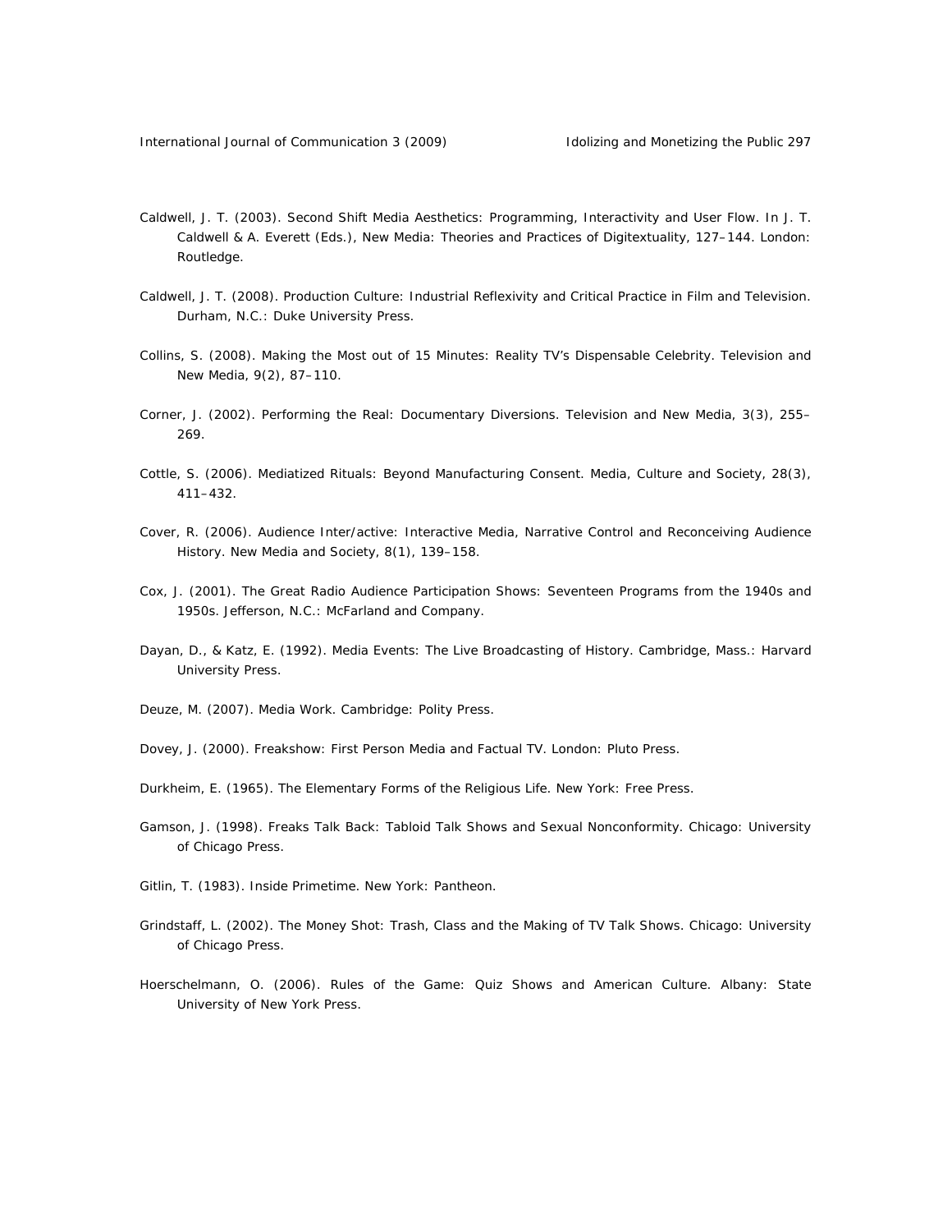Caldwell, J. T. (2003). Second Shift Media Aesthetics: Programming, Interactivity and User Flow. In J. T. Caldwell & A. Everett (Eds.), New Media: Theories and Practices of Digitextuality, 127–144. London: Routledge.

Caldwell, J. T. (2008). Production Culture: Industrial Reflexivity and Critical Practice in Film and Television. Durham, N.C.: Duke University Press.

Collins, S. (2008). Making the Most out of 15 Minutes: Reality TV's Dispensable Celebrity. Television and New Media, 9(2), 87–110.

Corner, J. (2002). Performing the Real: Documentary Diversions. Television and New Media, 3(3), 255–269.

Cottle, S. (2006). Mediatized Rituals: Beyond Manufacturing Consent. Media, Culture and Society, 28(3), 411–432.

Cover, R. (2006). Audience Inter/active: Interactive Media, Narrative Control and Reconceiving Audience History. New Media and Society, 8(1), 139–158.

Cox, J. (2001). The Great Radio Audience Participation Shows: Seventeen Programs from the 1940s and 1950s. Jefferson, N.C.: McFarland and Company.

Dayan, D., & Katz, E. (1992). Media Events: The Live Broadcasting of History. Cambridge, Mass.: Harvard University Press.

Deuze, M. (2007). Media Work. Cambridge: Polity Press.

Dovey, J. (2000). Freakshow: First Person Media and Factual TV. London: Pluto Press.

Durkheim, E. (1965). The Elementary Forms of the Religious Life. New York: Free Press.

Gamson, J. (1998). Freaks Talk Back: Tabloid Talk Shows and Sexual Nonconformity. Chicago: University of Chicago Press.

Gitlin, T. (1983). Inside Primetime. New York: Pantheon.

Grindstaff, L. (2002). The Money Shot: Trash, Class and the Making of TV Talk Shows. Chicago: University of Chicago Press.

Hoerschelmann, O. (2006). Rules of the Game: Quiz Shows and American Culture. Albany: State University of New York Press.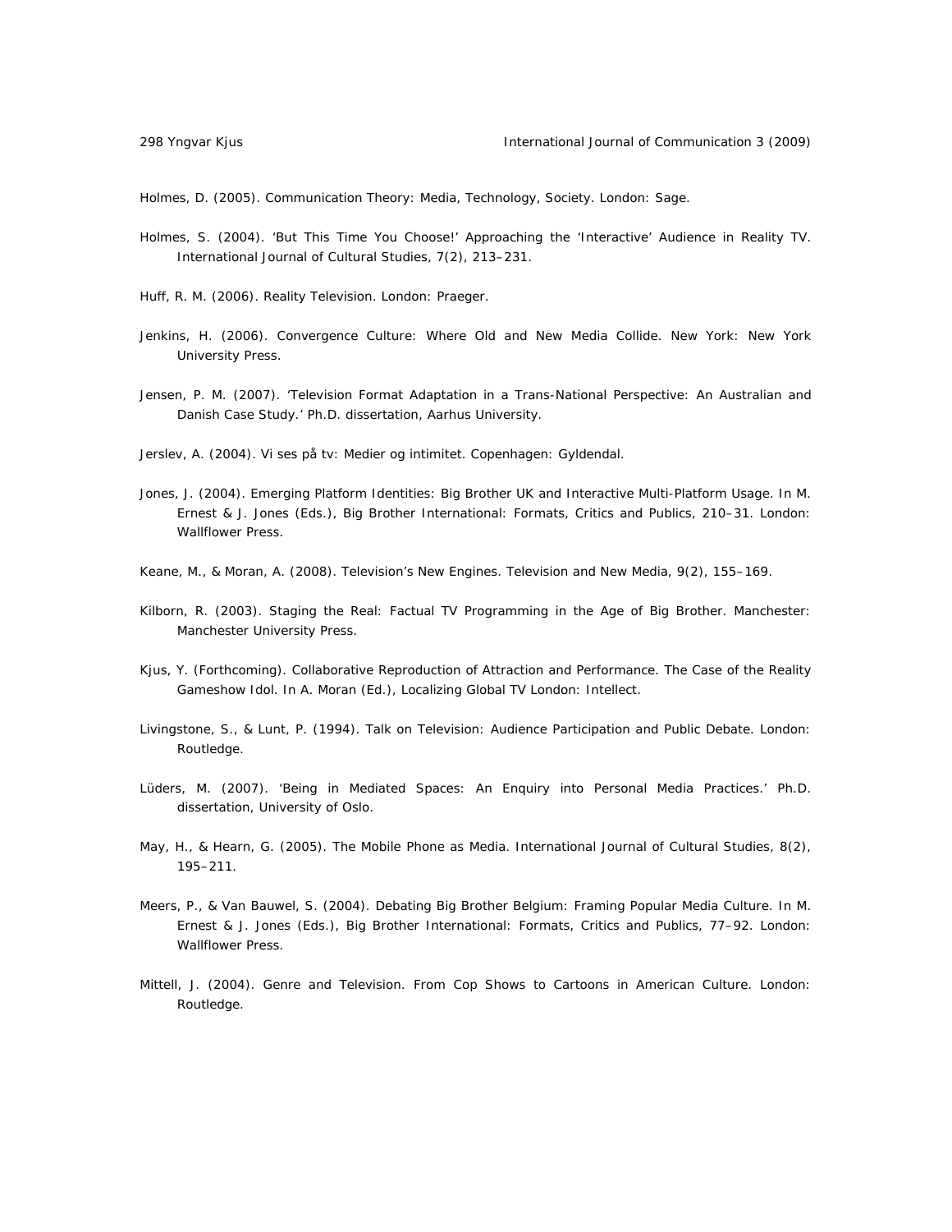Holmes, D. (2005). Communication Theory: Media, Technology, Society. London: Sage.

Holmes, S. (2004). 'But This Time You Choose!' Approaching the 'Interactive' Audience in Reality TV. International Journal of Cultural Studies, 7(2), 213–231.

Huff, R. M. (2006). Reality Television. London: Praeger.

Jenkins, H. (2006). Convergence Culture: Where Old and New Media Collide. New York: New York University Press.

Jensen, P. M. (2007). 'Television Format Adaptation in a Trans-National Perspective: An Australian and Danish Case Study.' Ph.D. dissertation, Aarhus University.

Jerslev, A. (2004). Vi ses på tv: Medier og intimitet. Copenhagen: Gyldendal.

Jones, J. (2004). Emerging Platform Identities: Big Brother UK and Interactive Multi-Platform Usage. In M. Ernest & J. Jones (Eds.), Big Brother International: Formats, Critics and Publics, 210–31. London: Wallflower Press.

Keane, M., & Moran, A. (2008). Television's New Engines. Television and New Media, 9(2), 155–169.

Kilborn, R. (2003). Staging the Real: Factual TV Programming in the Age of Big Brother. Manchester: Manchester University Press.

Kjus, Y. (Forthcoming). Collaborative Reproduction of Attraction and Performance. The Case of the Reality Gameshow Idol. In A. Moran (Ed.), Localizing Global TV London: Intellect.

Livingstone, S., & Lunt, P. (1994). Talk on Television: Audience Participation and Public Debate. London: Routledge.

Lüders, M. (2007). 'Being in Mediated Spaces: An Enquiry into Personal Media Practices.' Ph.D. dissertation, University of Oslo.

May, H., & Hearn, G. (2005). The Mobile Phone as Media. International Journal of Cultural Studies, 8(2), 195–211.

Meers, P., & Van Bauwel, S. (2004). Debating Big Brother Belgium: Framing Popular Media Culture. In M. Ernest & J. Jones (Eds.), Big Brother International: Formats, Critics and Publics, 77–92. London: Wallflower Press.

Mittell, J. (2004). Genre and Television. From Cop Shows to Cartoons in American Culture. London: Routledge.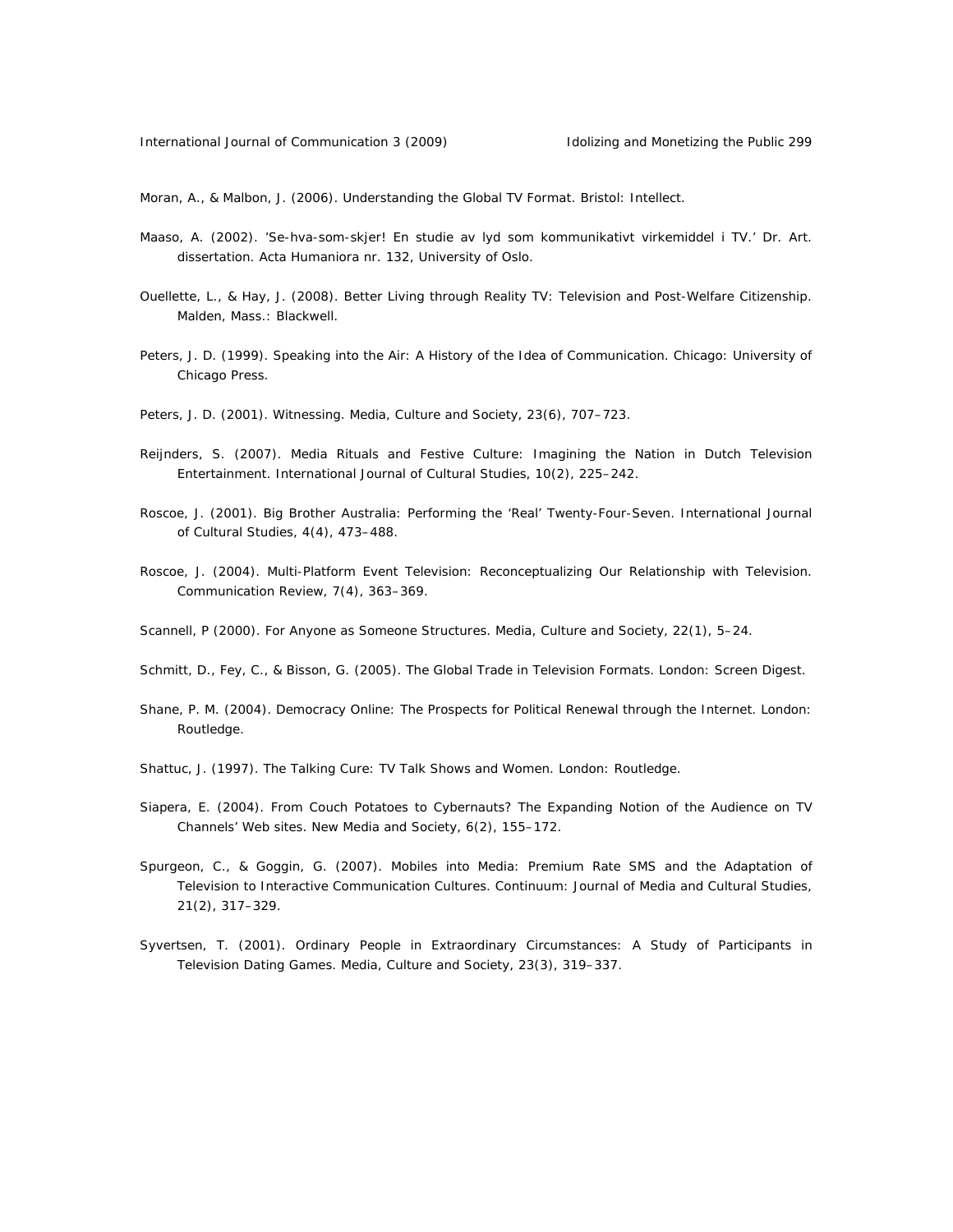Moran, A., & Malbon, J. (2006). Understanding the Global TV Format. Bristol: Intellect.

Maaso, A. (2002). 'Se-hva-som-skjer! En studie av lyd som kommunikativt virkemiddel i TV.' Dr. Art. dissertation. Acta Humaniora nr. 132, University of Oslo.

Ouellette, L., & Hay, J. (2008). Better Living through Reality TV: Television and Post-Welfare Citizenship. Malden, Mass.: Blackwell.

Peters, J. D. (1999). Speaking into the Air: A History of the Idea of Communication. Chicago: University of Chicago Press.

Peters, J. D. (2001). Witnessing. Media, Culture and Society, 23(6), 707–723.

Reijnders, S. (2007). Media Rituals and Festive Culture: Imagining the Nation in Dutch Television Entertainment. International Journal of Cultural Studies, 10(2), 225–242.

Roscoe, J. (2001). Big Brother Australia: Performing the 'Real' Twenty-Four-Seven. International Journal of Cultural Studies, 4(4), 473–488.

Roscoe, J. (2004). Multi-Platform Event Television: Reconceptualizing Our Relationship with Television. Communication Review, 7(4), 363–369.

Scannell, P (2000). For Anyone as Someone Structures. Media, Culture and Society, 22(1), 5–24.

Schmitt, D., Fey, C., & Bisson, G. (2005). The Global Trade in Television Formats. London: Screen Digest.

Shane, P. M. (2004). Democracy Online: The Prospects for Political Renewal through the Internet. London: Routledge.

Shattuc, J. (1997). The Talking Cure: TV Talk Shows and Women. London: Routledge.

Siapera, E. (2004). From Couch Potatoes to Cybernauts? The Expanding Notion of the Audience on TV Channels' Web sites. New Media and Society, 6(2), 155–172.

Spurgeon, C., & Goggin, G. (2007). Mobiles into Media: Premium Rate SMS and the Adaptation of Television to Interactive Communication Cultures. Continuum: Journal of Media and Cultural Studies, 21(2), 317–329.

Syvertsen, T. (2001). Ordinary People in Extraordinary Circumstances: A Study of Participants in Television Dating Games. Media, Culture and Society, 23(3), 319–337.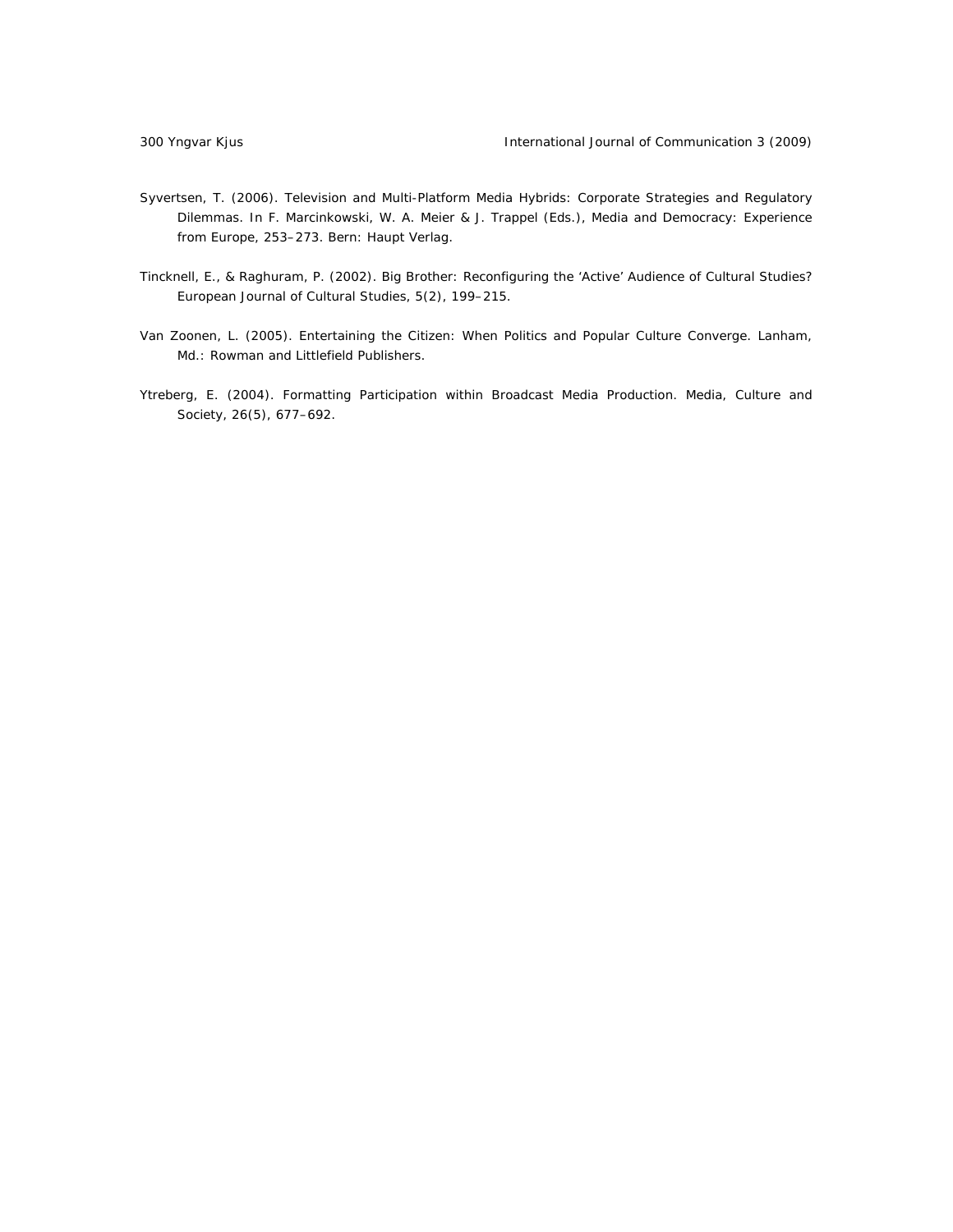Syvertsen, T. (2006). Television and Multi-Platform Media Hybrids: Corporate Strategies and Regulatory Dilemmas. In F. Marcinkowski, W. A. Meier & J. Trappel (Eds.), Media and Democracy: Experience from Europe, 253–273. Bern: Haupt Verlag.

Tincknell, E., & Raghuram, P. (2002). Big Brother: Reconfiguring the 'Active' Audience of Cultural Studies? European Journal of Cultural Studies, 5(2), 199–215.

Van Zoonen, L. (2005). Entertaining the Citizen: When Politics and Popular Culture Converge. Lanham, Md.: Rowman and Littlefield Publishers.

Ytreberg, E. (2004). Formatting Participation within Broadcast Media Production. Media, Culture and Society, 26(5), 677–692.